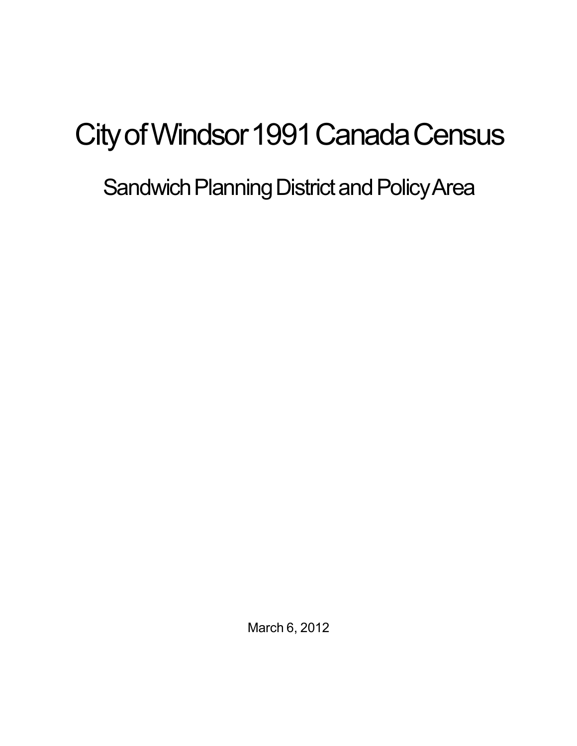# City of Windsor 1991 Canada Census

## Sandwich Planning District and Policy Area

March 6, 2012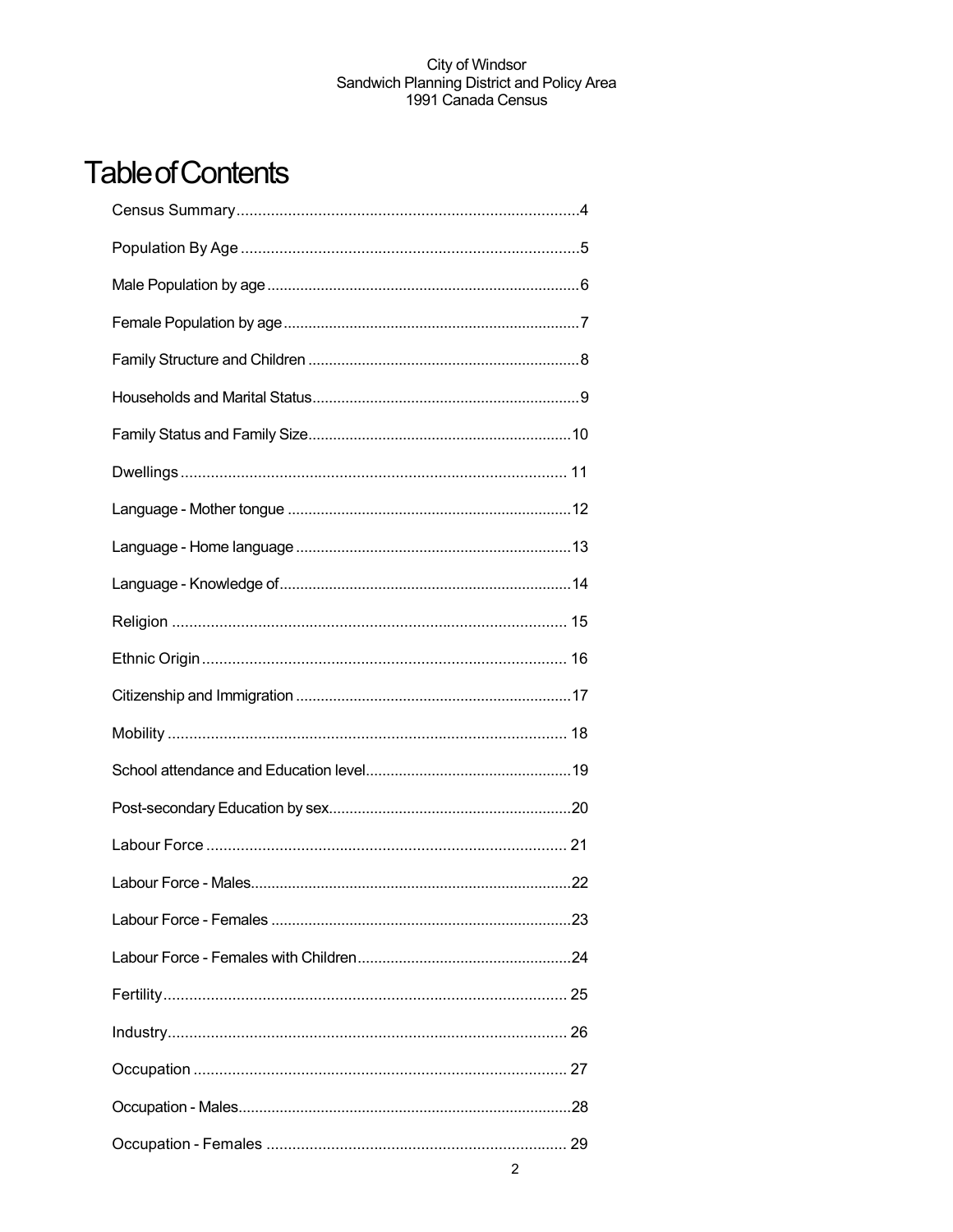# Table of Contents

Census Summary....4

Population By Age....5

Male Population by age....6

Female Population by age....7

Family Structure and Children....8

Households and Marital Status....9

Family Status and Family Size....10

Dwellings....11

Language - Mother tongue....12

Language - Home language....13

Language - Knowledge of....14

Religion....15

Ethnic Origin....16

Citizenship and Immigration....17

Mobility....18

School attendance and Education level....19

Post-secondary Education by sex....20

Labour Force....21

Labour Force - Males....22

Labour Force - Females....23

Labour Force - Females with Children....24

Fertility....25

Industry....26

Occupation....27

Occupation - Males....28

Occupation - Females....29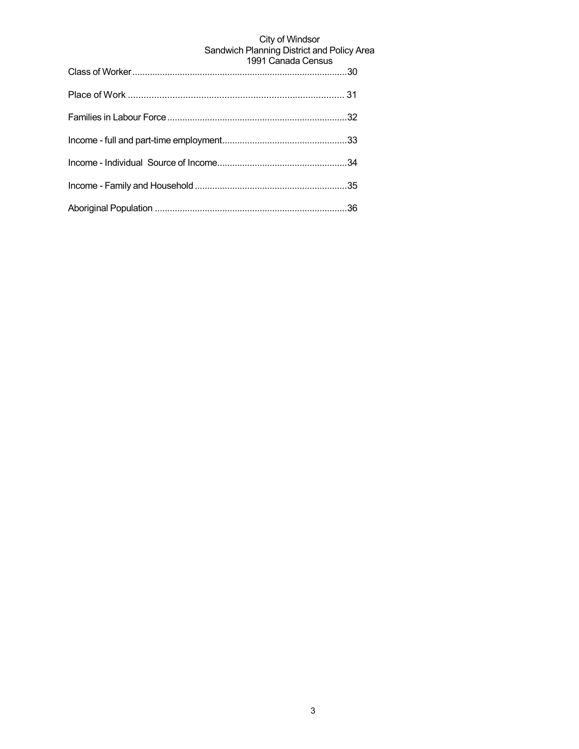Class of Worker.....................................................................................30

Place of Work ................................................................................... 31

Families in Labour Force.......................................................................32

Income - full and part-time employment.................................................33

Income - Individual Source of Income....................................................34

Income - Family and Household ............................................................35

Aboriginal Population ............................................................................36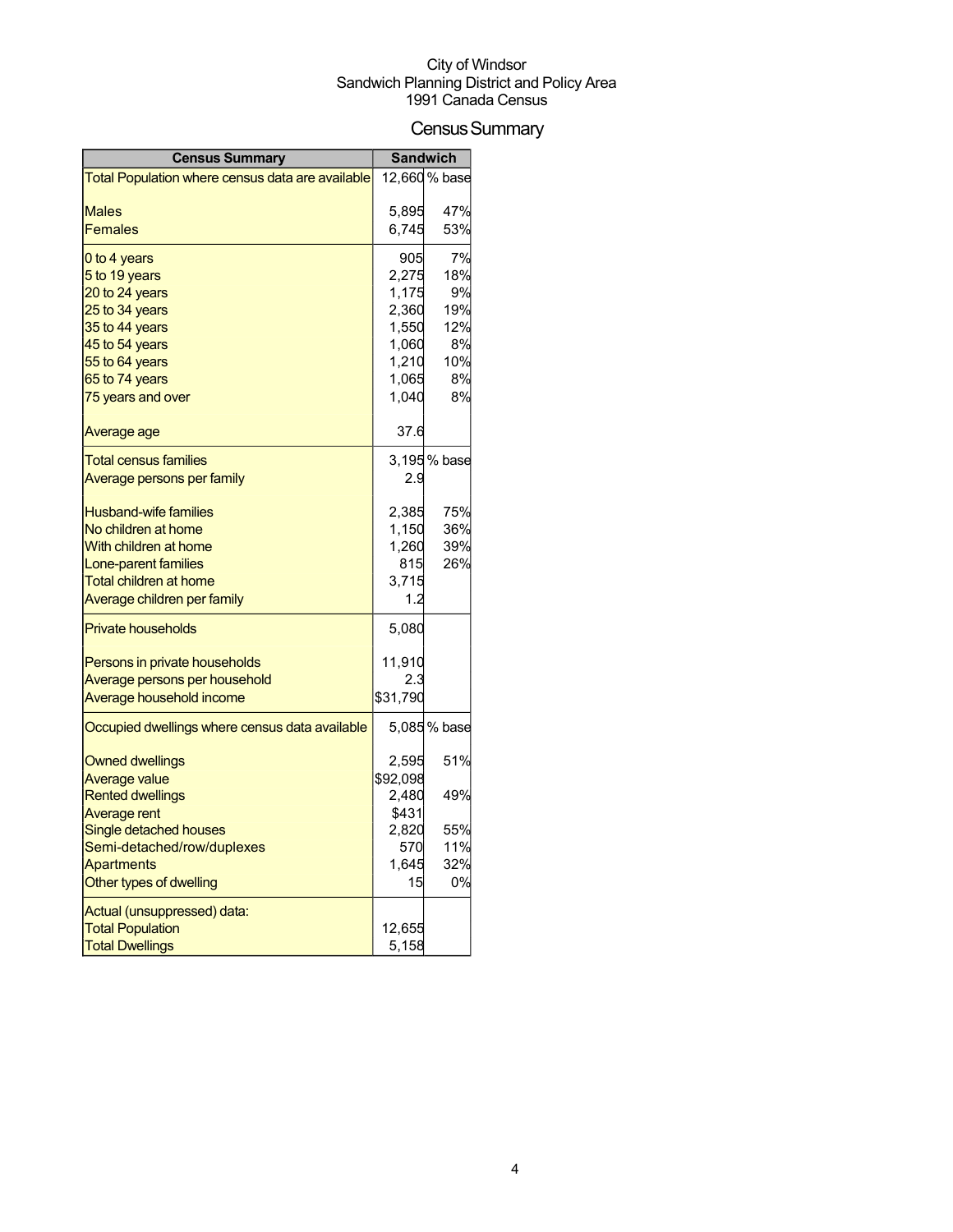City of Windsor
Sandwich Planning District and Policy Area
1991 Canada Census

# Census Summary

| Census Summary | Sandwich | |
|---|---|---|
| Total Population where census data are available | 12,660 | % base |
| Males | 5,895 | 47% |
| Females | 6,745 | 53% |
| 0 to 4 years | 905 | 7% |
| 5 to 19 years | 2,275 | 18% |
| 20 to 24 years | 1,175 | 9% |
| 25 to 34 years | 2,360 | 19% |
| 35 to 44 years | 1,550 | 12% |
| 45 to 54 years | 1,060 | 8% |
| 55 to 64 years | 1,210 | 10% |
| 65 to 74 years | 1,065 | 8% |
| 75 years and over | 1,040 | 8% |
| Average age | 37.6 | |
| Total census families | 3,195 | % base |
| Average persons per family | 2.9 | |
| Husband-wife families | 2,385 | 75% |
| No children at home | 1,150 | 36% |
| With children at home | 1,260 | 39% |
| Lone-parent families | 815 | 26% |
| Total children at home | 3,715 | |
| Average children per family | 1.2 | |
| Private households | 5,080 | |
| Persons in private households | 11,910 | |
| Average persons per household | 2.3 | |
| Average household income | $31,790 | |
| Occupied dwellings where census data available | 5,085 | % base |
| Owned dwellings | 2,595 | 51% |
| Average value | $92,098 | |
| Rented dwellings | 2,480 | 49% |
| Average rent | $431 | |
| Single detached houses | 2,820 | 55% |
| Semi-detached/row/duplexes | 570 | 11% |
| Apartments | 1,645 | 32% |
| Other types of dwelling | 15 | 0% |
| Actual (unsuppressed) data: | | |
| Total Population | 12,655 | |
| Total Dwellings | 5,158 | |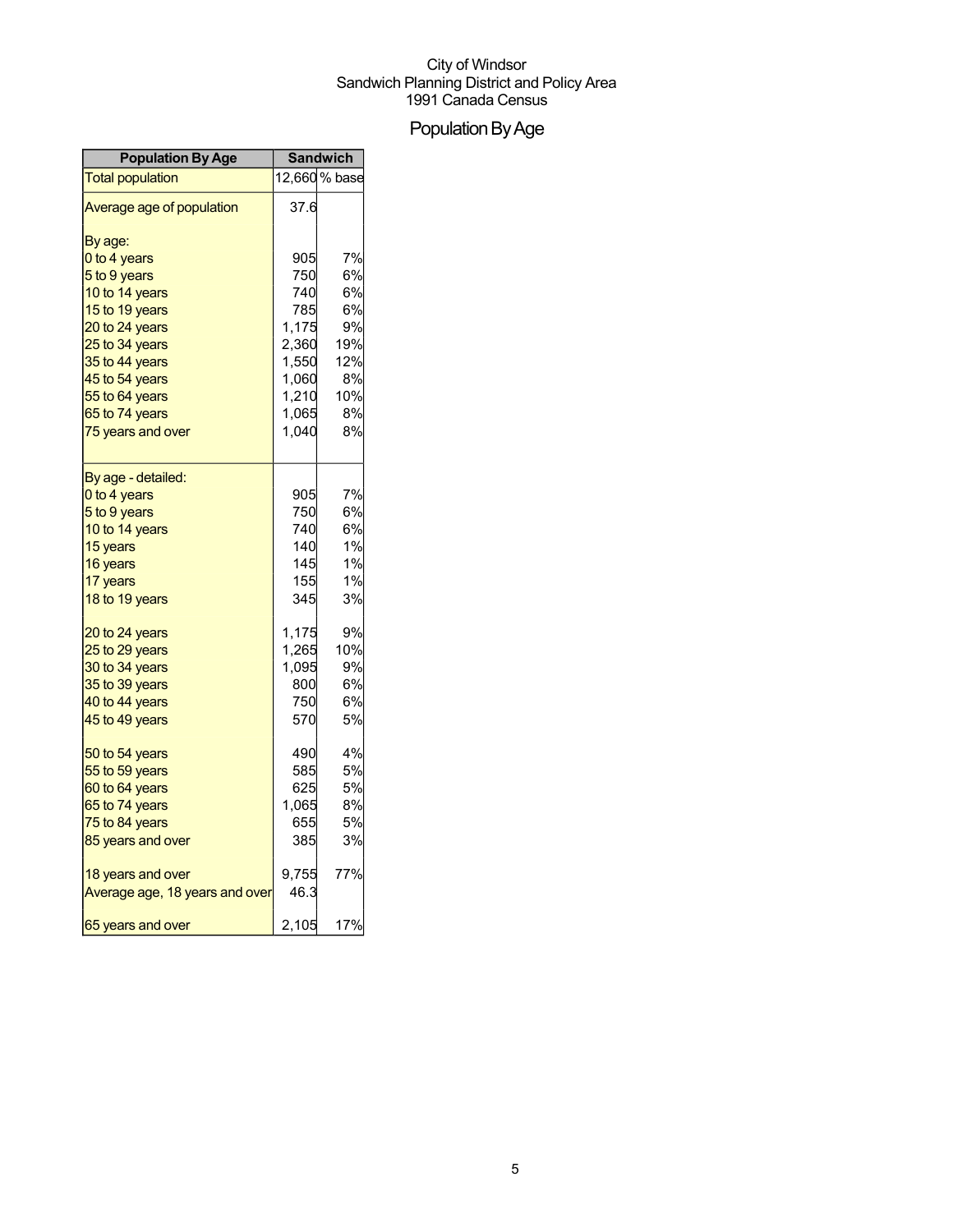City of Windsor
Sandwich Planning District and Policy Area
1991 Canada Census

# Population By Age

| Population By Age | Sandwich | |
|---|---|---|
| Total population | 12,660 | % base |
| Average age of population | 37.6 | |
| By age: | | |
| 0 to 4 years | 905 | 7% |
| 5 to 9 years | 750 | 6% |
| 10 to 14 years | 740 | 6% |
| 15 to 19 years | 785 | 6% |
| 20 to 24 years | 1,175 | 9% |
| 25 to 34 years | 2,360 | 19% |
| 35 to 44 years | 1,550 | 12% |
| 45 to 54 years | 1,060 | 8% |
| 55 to 64 years | 1,210 | 10% |
| 65 to 74 years | 1,065 | 8% |
| 75 years and over | 1,040 | 8% |
| By age - detailed: | | |
| 0 to 4 years | 905 | 7% |
| 5 to 9 years | 750 | 6% |
| 10 to 14 years | 740 | 6% |
| 15 years | 140 | 1% |
| 16 years | 145 | 1% |
| 17 years | 155 | 1% |
| 18 to 19 years | 345 | 3% |
| 20 to 24 years | 1,175 | 9% |
| 25 to 29 years | 1,265 | 10% |
| 30 to 34 years | 1,095 | 9% |
| 35 to 39 years | 800 | 6% |
| 40 to 44 years | 750 | 6% |
| 45 to 49 years | 570 | 5% |
| 50 to 54 years | 490 | 4% |
| 55 to 59 years | 585 | 5% |
| 60 to 64 years | 625 | 5% |
| 65 to 74 years | 1,065 | 8% |
| 75 to 84 years | 655 | 5% |
| 85 years and over | 385 | 3% |
| 18 years and over | 9,755 | 77% |
| Average age, 18 years and over | 46.3 | |
| 65 years and over | 2,105 | 17% |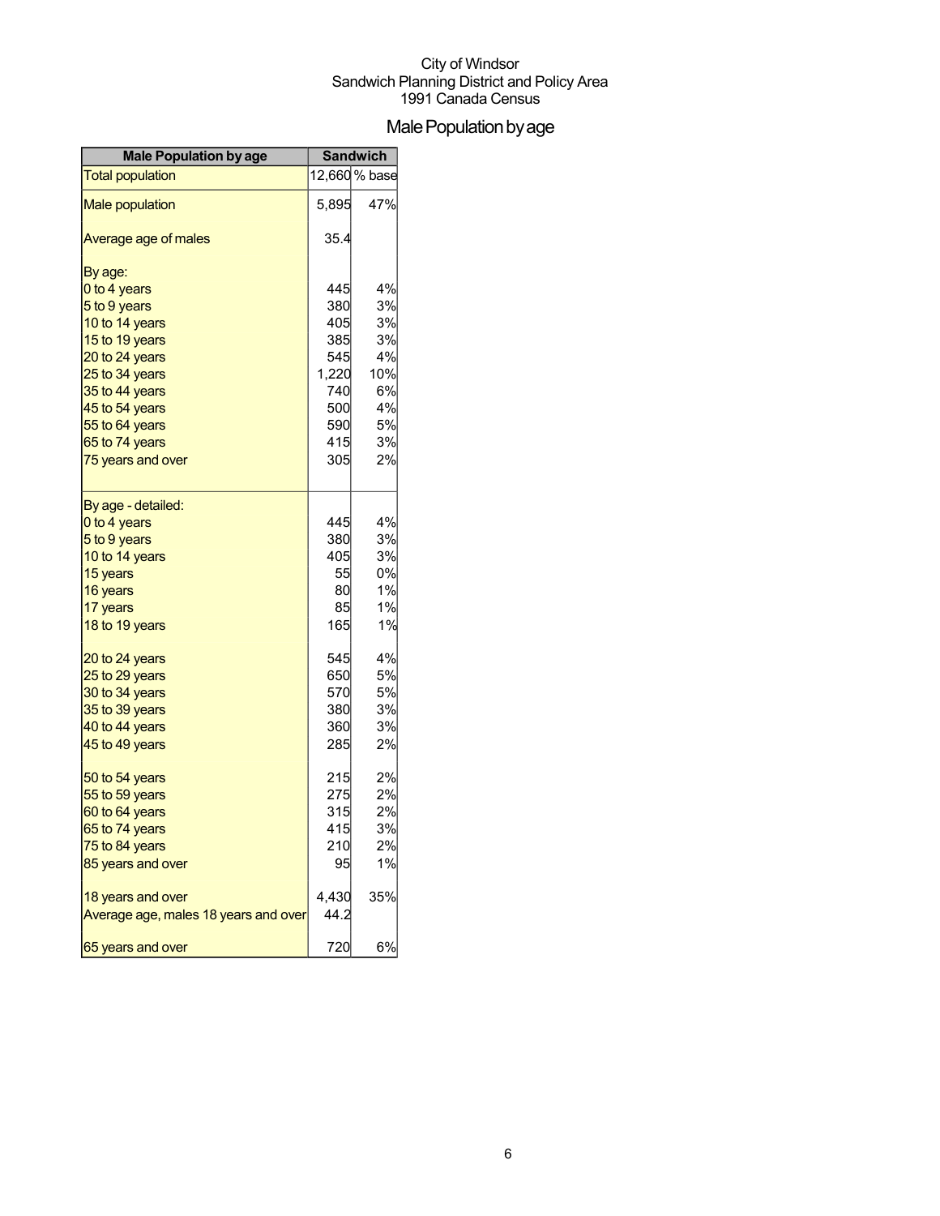City of Windsor
Sandwich Planning District and Policy Area
1991 Canada Census

# Male Population by age

| Male Population by age | Sandwich | |
|---|---|---|
| Total population | 12,660 | % base |
| Male population | 5,895 | 47% |
| Average age of males | 35.4 | |
| By age: | | |
| 0 to 4 years | 445 | 4% |
| 5 to 9 years | 380 | 3% |
| 10 to 14 years | 405 | 3% |
| 15 to 19 years | 385 | 3% |
| 20 to 24 years | 545 | 4% |
| 25 to 34 years | 1,220 | 10% |
| 35 to 44 years | 740 | 6% |
| 45 to 54 years | 500 | 4% |
| 55 to 64 years | 590 | 5% |
| 65 to 74 years | 415 | 3% |
| 75 years and over | 305 | 2% |
| By age - detailed: | | |
| 0 to 4 years | 445 | 4% |
| 5 to 9 years | 380 | 3% |
| 10 to 14 years | 405 | 3% |
| 15 years | 55 | 0% |
| 16 years | 80 | 1% |
| 17 years | 85 | 1% |
| 18 to 19 years | 165 | 1% |
| 20 to 24 years | 545 | 4% |
| 25 to 29 years | 650 | 5% |
| 30 to 34 years | 570 | 5% |
| 35 to 39 years | 380 | 3% |
| 40 to 44 years | 360 | 3% |
| 45 to 49 years | 285 | 2% |
| 50 to 54 years | 215 | 2% |
| 55 to 59 years | 275 | 2% |
| 60 to 64 years | 315 | 2% |
| 65 to 74 years | 415 | 3% |
| 75 to 84 years | 210 | 2% |
| 85 years and over | 95 | 1% |
| 18 years and over | 4,430 | 35% |
| Average age, males 18 years and over | 44.2 | |
| 65 years and over | 720 | 6% |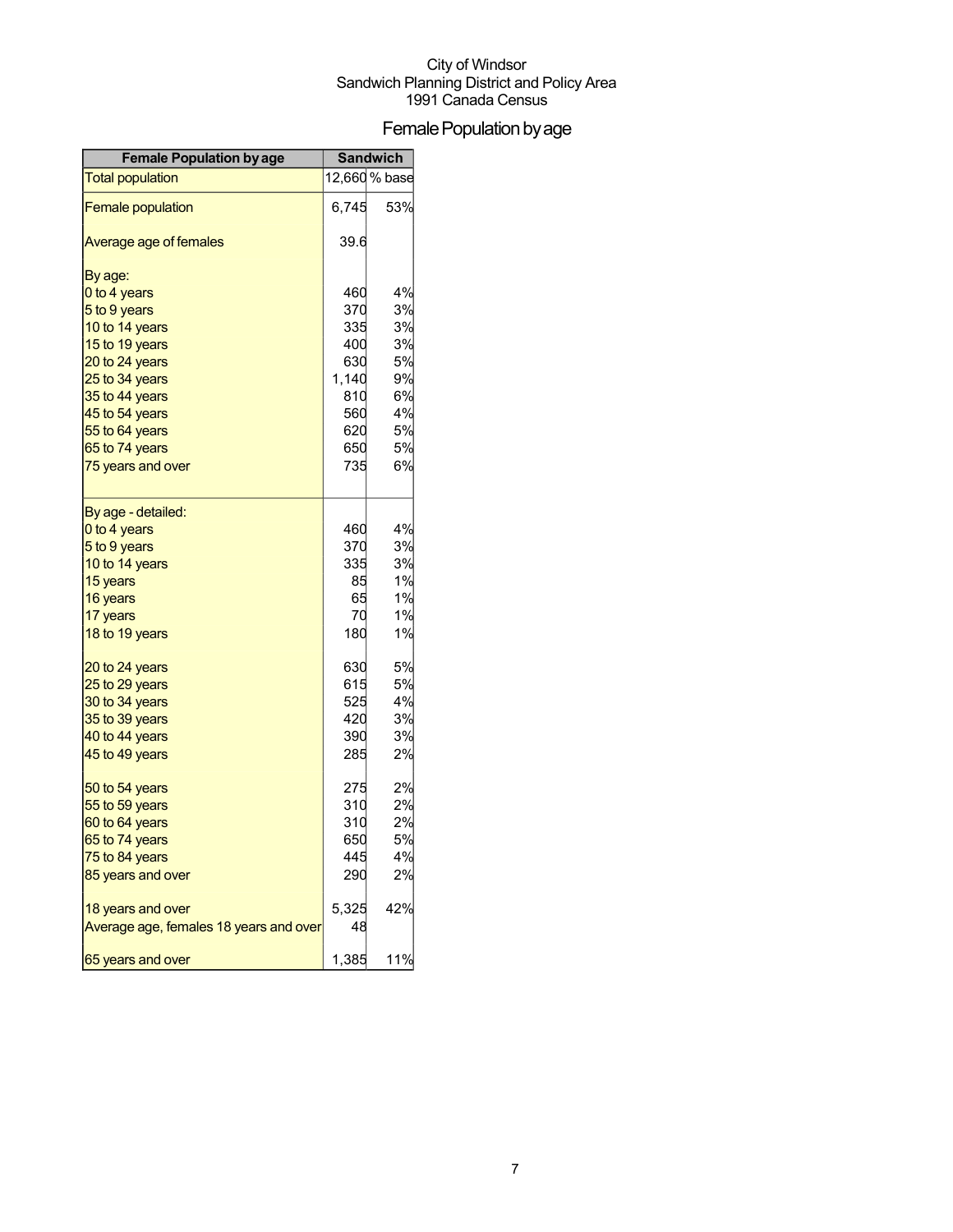City of Windsor
Sandwich Planning District and Policy Area
1991 Canada Census

# Female Population by age

| Female Population by age | Sandwich | |
|---|---|---|
| Total population | 12,660 | % base |
| Female population | 6,745 | 53% |
| Average age of females | 39.6 | |
| By age: | | |
| 0 to 4 years | 460 | 4% |
| 5 to 9 years | 370 | 3% |
| 10 to 14 years | 335 | 3% |
| 15 to 19 years | 400 | 3% |
| 20 to 24 years | 630 | 5% |
| 25 to 34 years | 1,140 | 9% |
| 35 to 44 years | 810 | 6% |
| 45 to 54 years | 560 | 4% |
| 55 to 64 years | 620 | 5% |
| 65 to 74 years | 650 | 5% |
| 75 years and over | 735 | 6% |
| By age - detailed: | | |
| 0 to 4 years | 460 | 4% |
| 5 to 9 years | 370 | 3% |
| 10 to 14 years | 335 | 3% |
| 15 years | 85 | 1% |
| 16 years | 65 | 1% |
| 17 years | 70 | 1% |
| 18 to 19 years | 180 | 1% |
| 20 to 24 years | 630 | 5% |
| 25 to 29 years | 615 | 5% |
| 30 to 34 years | 525 | 4% |
| 35 to 39 years | 420 | 3% |
| 40 to 44 years | 390 | 3% |
| 45 to 49 years | 285 | 2% |
| 50 to 54 years | 275 | 2% |
| 55 to 59 years | 310 | 2% |
| 60 to 64 years | 310 | 2% |
| 65 to 74 years | 650 | 5% |
| 75 to 84 years | 445 | 4% |
| 85 years and over | 290 | 2% |
| 18 years and over | 5,325 | 42% |
| Average age, females 18 years and over | 48 | |
| 65 years and over | 1,385 | 11% |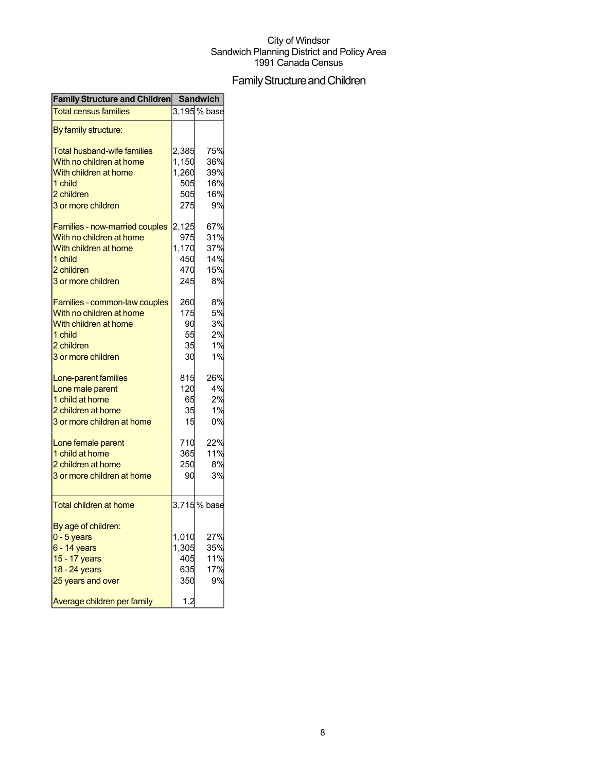City of Windsor
Sandwich Planning District and Policy Area
1991 Canada Census

# Family Structure and Children

| Family Structure and Children | Sandwich | |
|---|---|---|
| Total census families | 3,195 | % base |
| By family structure: | | |
| Total husband-wife families | 2,385 | 75% |
| With no children at home | 1,150 | 36% |
| With children at home | 1,260 | 39% |
| 1 child | 505 | 16% |
| 2 children | 505 | 16% |
| 3 or more children | 275 | 9% |
| Families - now-married couples | 2,125 | 67% |
| With no children at home | 975 | 31% |
| With children at home | 1,170 | 37% |
| 1 child | 450 | 14% |
| 2 children | 470 | 15% |
| 3 or more children | 245 | 8% |
| Families - common-law couples | 260 | 8% |
| With no children at home | 175 | 5% |
| With children at home | 90 | 3% |
| 1 child | 55 | 2% |
| 2 children | 35 | 1% |
| 3 or more children | 30 | 1% |
| Lone-parent families | 815 | 26% |
| Lone male parent | 120 | 4% |
| 1 child at home | 65 | 2% |
| 2 children at home | 35 | 1% |
| 3 or more children at home | 15 | 0% |
| Lone female parent | 710 | 22% |
| 1 child at home | 365 | 11% |
| 2 children at home | 250 | 8% |
| 3 or more children at home | 90 | 3% |
| Total children at home | 3,715 | % base |
| By age of children: | | |
| 0 - 5 years | 1,010 | 27% |
| 6 - 14 years | 1,305 | 35% |
| 15 - 17 years | 405 | 11% |
| 18 - 24 years | 635 | 17% |
| 25 years and over | 350 | 9% |
| Average children per family | 1.2 | |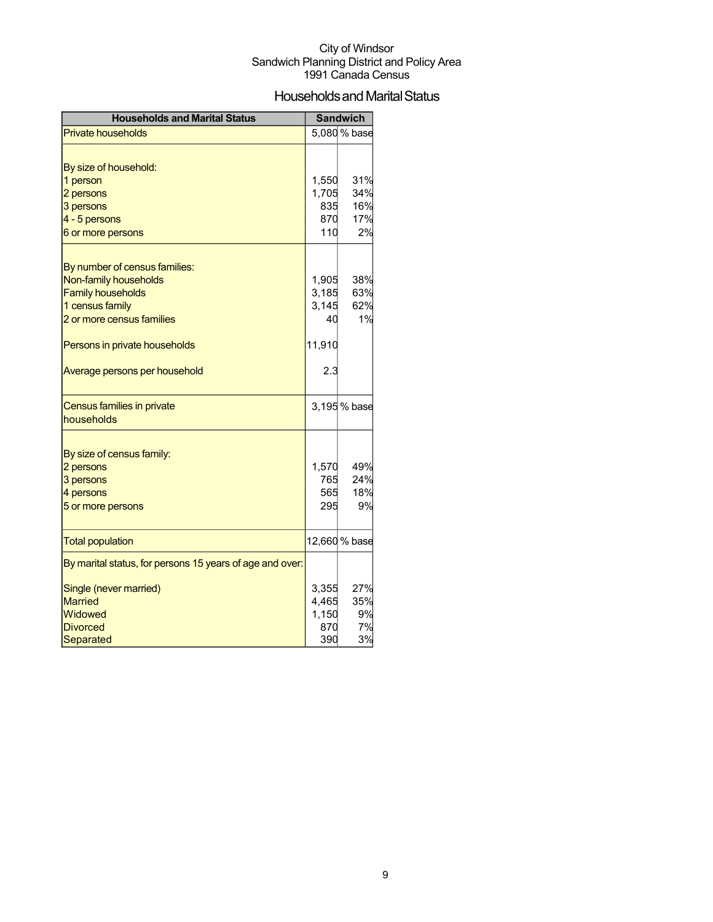City of Windsor
Sandwich Planning District and Policy Area
1991 Canada Census

# Households and Marital Status

| Households and Marital Status | Sandwich | |
|---|---|---|
| Private households | 5,080 | % base |
| | | |
| By size of household: | | |
| 1 person | 1,550 | 31% |
| 2 persons | 1,705 | 34% |
| 3 persons | 835 | 16% |
| 4 - 5 persons | 870 | 17% |
| 6 or more persons | 110 | 2% |
| | | |
| By number of census families: | | |
| Non-family households | 1,905 | 38% |
| Family households | 3,185 | 63% |
| 1 census family | 3,145 | 62% |
| 2 or more census families | 40 | 1% |
| | | |
| Persons in private households | 11,910 | |
| | | |
| Average persons per household | 2.3 | |
| | | |
| Census families in private households | 3,195 | % base |
| | | |
| By size of census family: | | |
| 2 persons | 1,570 | 49% |
| 3 persons | 765 | 24% |
| 4 persons | 565 | 18% |
| 5 or more persons | 295 | 9% |
| | | |
| Total population | 12,660 | % base |
| By marital status, for persons 15 years of age and over: | | |
| Single (never married) | 3,355 | 27% |
| Married | 4,465 | 35% |
| Widowed | 1,150 | 9% |
| Divorced | 870 | 7% |
| Separated | 390 | 3% |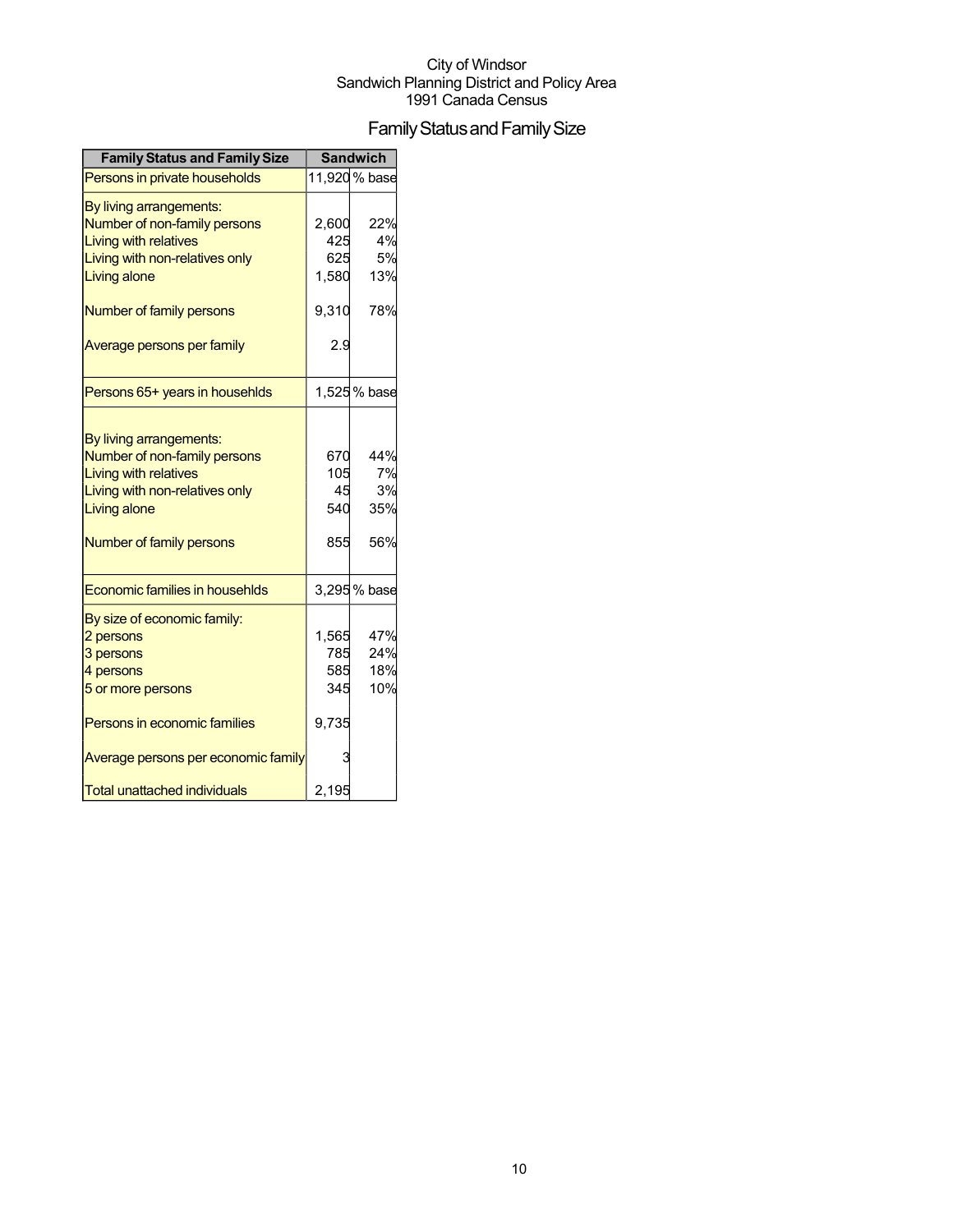City of Windsor
Sandwich Planning District and Policy Area
1991 Canada Census

# Family Status and Family Size

| Family Status and Family Size | Sandwich | |
|---|---|---|
| Persons in private households | 11,920 | % base |
| By living arrangements: | | |
| Number of non-family persons | 2,600 | 22% |
| Living with relatives | 425 | 4% |
| Living with non-relatives only | 625 | 5% |
| Living alone | 1,580 | 13% |
| Number of family persons | 9,310 | 78% |
| Average persons per family | 2.9 | |
| Persons 65+ years in househlds | 1,525 | % base |
| By living arrangements: | | |
| Number of non-family persons | 670 | 44% |
| Living with relatives | 105 | 7% |
| Living with non-relatives only | 45 | 3% |
| Living alone | 540 | 35% |
| Number of family persons | 855 | 56% |
| Economic families in househlds | 3,295 | % base |
| By size of economic family: | | |
| 2 persons | 1,565 | 47% |
| 3 persons | 785 | 24% |
| 4 persons | 585 | 18% |
| 5 or more persons | 345 | 10% |
| Persons in economic families | 9,735 | |
| Average persons per economic family | 3 | |
| Total unattached individuals | 2,195 | |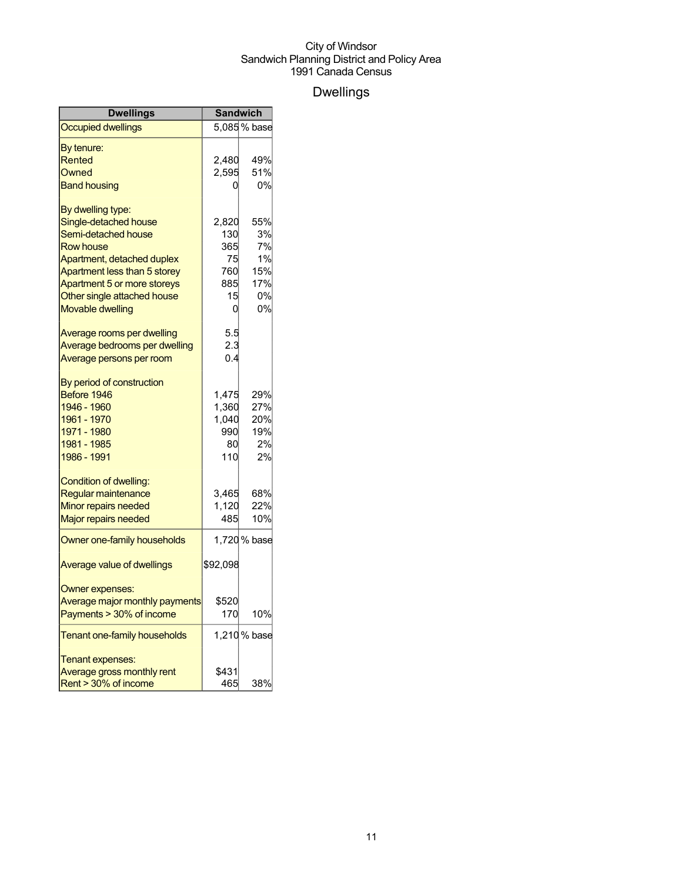City of Windsor
Sandwich Planning District and Policy Area
1991 Canada Census

# Dwellings

| Dwellings | Sandwich | |
|---|---|---|
| Occupied dwellings | 5,085 | % base |
| By tenure: | | |
| Rented | 2,480 | 49% |
| Owned | 2,595 | 51% |
| Band housing | 0 | 0% |
| By dwelling type: | | |
| Single-detached house | 2,820 | 55% |
| Semi-detached house | 130 | 3% |
| Row house | 365 | 7% |
| Apartment, detached duplex | 75 | 1% |
| Apartment less than 5 storey | 760 | 15% |
| Apartment 5 or more storeys | 885 | 17% |
| Other single attached house | 15 | 0% |
| Movable dwelling | 0 | 0% |
| Average rooms per dwelling | 5.5 | |
| Average bedrooms per dwelling | 2.3 | |
| Average persons per room | 0.4 | |
| By period of construction | | |
| Before 1946 | 1,475 | 29% |
| 1946 - 1960 | 1,360 | 27% |
| 1961 - 1970 | 1,040 | 20% |
| 1971 - 1980 | 990 | 19% |
| 1981 - 1985 | 80 | 2% |
| 1986 - 1991 | 110 | 2% |
| Condition of dwelling: | | |
| Regular maintenance | 3,465 | 68% |
| Minor repairs needed | 1,120 | 22% |
| Major repairs needed | 485 | 10% |
| Owner one-family households | 1,720 | % base |
| Average value of dwellings | $92,098 | |
| Owner expenses: | | |
| Average major monthly payments | $520 | |
| Payments > 30% of income | 170 | 10% |
| Tenant one-family households | 1,210 | % base |
| Tenant expenses: | | |
| Average gross monthly rent | $431 | |
| Rent > 30% of income | 465 | 38% |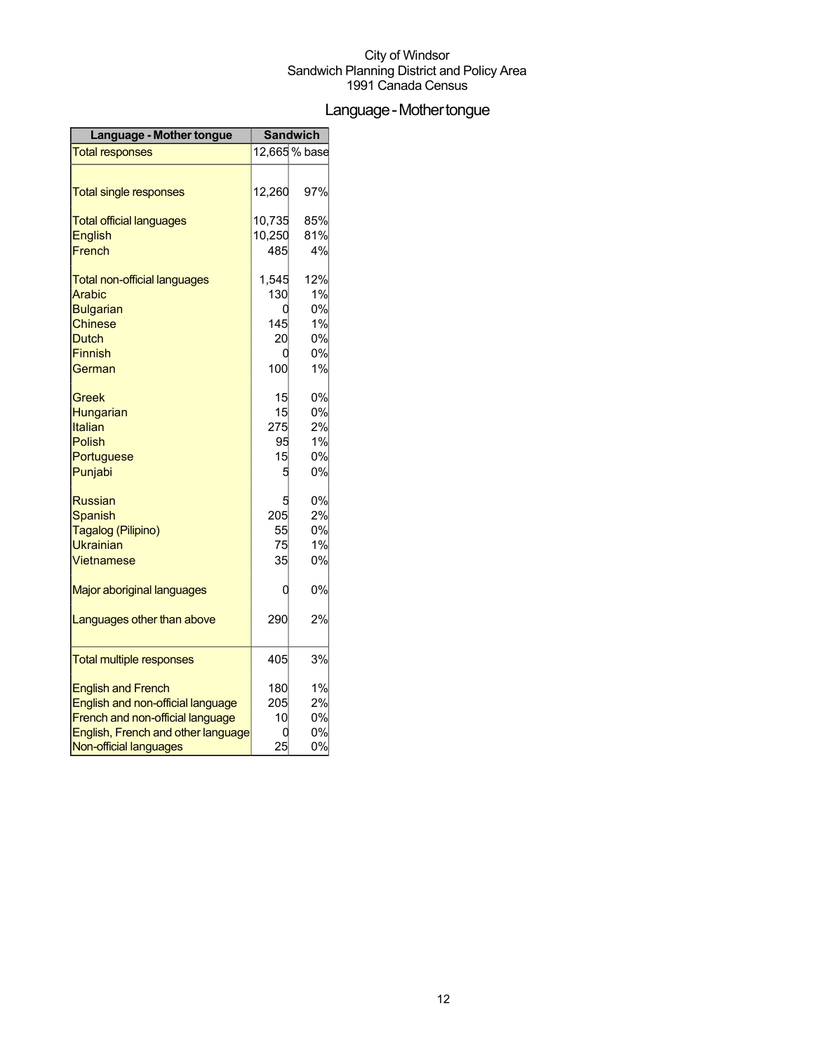City of Windsor
Sandwich Planning District and Policy Area
1991 Canada Census

# Language - Mother tongue

| Language - Mother tongue | Sandwich | |
|---|---|---|
| Total responses | 12,665 | % base |
| | | |
| Total single responses | 12,260 | 97% |
| | | |
| Total official languages | 10,735 | 85% |
| English | 10,250 | 81% |
| French | 485 | 4% |
| | | |
| Total non-official languages | 1,545 | 12% |
| Arabic | 130 | 1% |
| Bulgarian | 0 | 0% |
| Chinese | 145 | 1% |
| Dutch | 20 | 0% |
| Finnish | 0 | 0% |
| German | 100 | 1% |
| | | |
| Greek | 15 | 0% |
| Hungarian | 15 | 0% |
| Italian | 275 | 2% |
| Polish | 95 | 1% |
| Portuguese | 15 | 0% |
| Punjabi | 5 | 0% |
| | | |
| Russian | 5 | 0% |
| Spanish | 205 | 2% |
| Tagalog (Pilipino) | 55 | 0% |
| Ukrainian | 75 | 1% |
| Vietnamese | 35 | 0% |
| | | |
| Major aboriginal languages | 0 | 0% |
| | | |
| Languages other than above | 290 | 2% |
| | | |
| Total multiple responses | 405 | 3% |
| | | |
| English and French | 180 | 1% |
| English and non-official language | 205 | 2% |
| French and non-official language | 10 | 0% |
| English, French and other language | 0 | 0% |
| Non-official languages | 25 | 0% |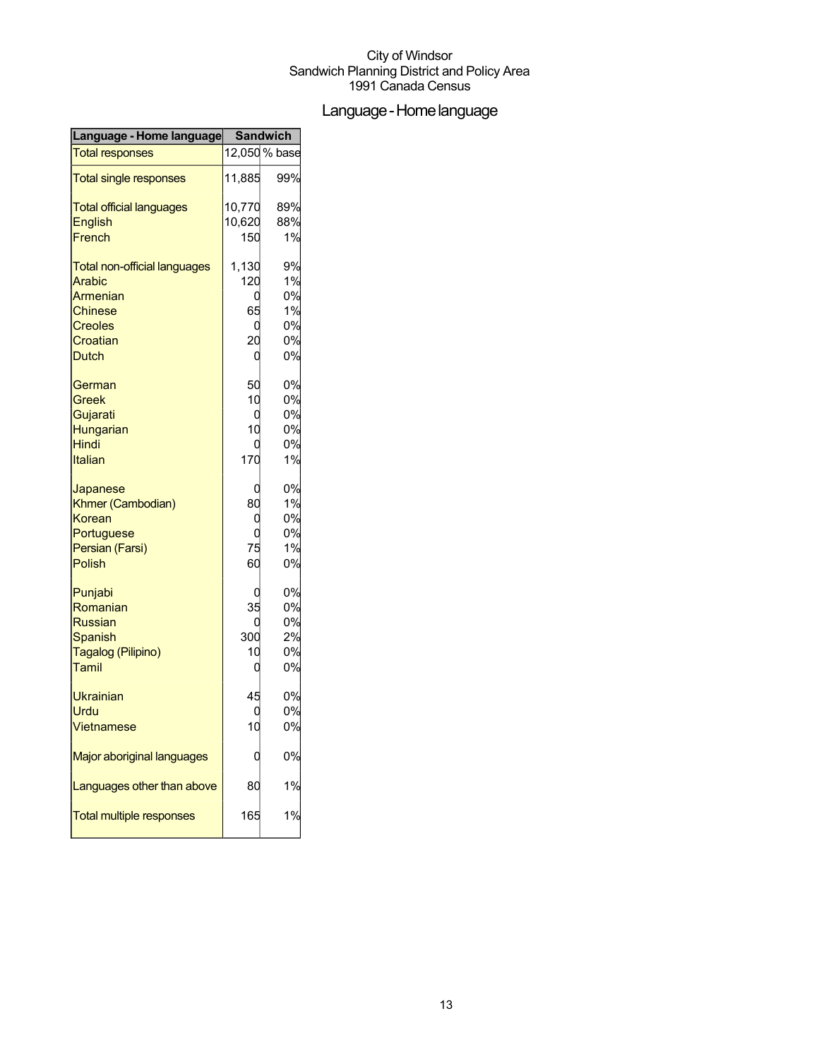City of Windsor
Sandwich Planning District and Policy Area
1991 Canada Census

# Language - Home language

| Language - Home language | Sandwich | |
|---|---|---|
| Total responses | 12,050 | % base |
| Total single responses | 11,885 | 99% |
| Total official languages | 10,770 | 89% |
| English | 10,620 | 88% |
| French | 150 | 1% |
| Total non-official languages | 1,130 | 9% |
| Arabic | 120 | 1% |
| Armenian | 0 | 0% |
| Chinese | 65 | 1% |
| Creoles | 0 | 0% |
| Croatian | 20 | 0% |
| Dutch | 0 | 0% |
| German | 50 | 0% |
| Greek | 10 | 0% |
| Gujarati | 0 | 0% |
| Hungarian | 10 | 0% |
| Hindi | 0 | 0% |
| Italian | 170 | 1% |
| Japanese | 0 | 0% |
| Khmer (Cambodian) | 80 | 1% |
| Korean | 0 | 0% |
| Portuguese | 0 | 0% |
| Persian (Farsi) | 75 | 1% |
| Polish | 60 | 0% |
| Punjabi | 0 | 0% |
| Romanian | 35 | 0% |
| Russian | 0 | 0% |
| Spanish | 300 | 2% |
| Tagalog (Pilipino) | 10 | 0% |
| Tamil | 0 | 0% |
| Ukrainian | 45 | 0% |
| Urdu | 0 | 0% |
| Vietnamese | 10 | 0% |
| Major aboriginal languages | 0 | 0% |
| Languages other than above | 80 | 1% |
| Total multiple responses | 165 | 1% |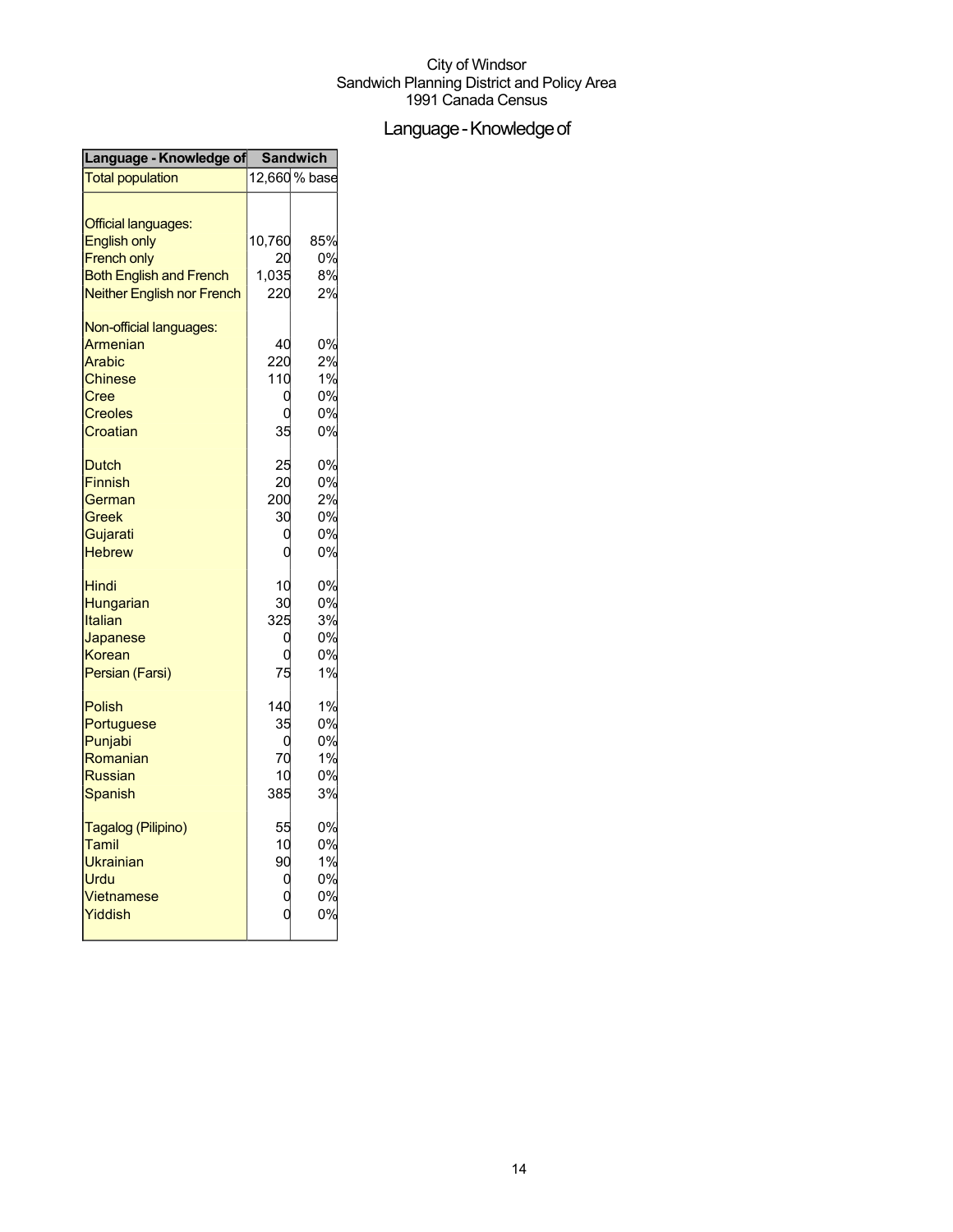City of Windsor
Sandwich Planning District and Policy Area
1991 Canada Census

# Language - Knowledge of

| Language - Knowledge of | Sandwich | |
|---|---|---|
| Total population | 12,660 | % base |
| | | |
| Official languages: | | |
| English only | 10,760 | 85% |
| French only | 20 | 0% |
| Both English and French | 1,035 | 8% |
| Neither English nor French | 220 | 2% |
| | | |
| Non-official languages: | | |
| Armenian | 40 | 0% |
| Arabic | 220 | 2% |
| Chinese | 110 | 1% |
| Cree | 0 | 0% |
| Creoles | 0 | 0% |
| Croatian | 35 | 0% |
| | | |
| Dutch | 25 | 0% |
| Finnish | 20 | 0% |
| German | 200 | 2% |
| Greek | 30 | 0% |
| Gujarati | 0 | 0% |
| Hebrew | 0 | 0% |
| | | |
| Hindi | 10 | 0% |
| Hungarian | 30 | 0% |
| Italian | 325 | 3% |
| Japanese | 0 | 0% |
| Korean | 0 | 0% |
| Persian (Farsi) | 75 | 1% |
| | | |
| Polish | 140 | 1% |
| Portuguese | 35 | 0% |
| Punjabi | 0 | 0% |
| Romanian | 70 | 1% |
| Russian | 10 | 0% |
| Spanish | 385 | 3% |
| | | |
| Tagalog (Pilipino) | 55 | 0% |
| Tamil | 10 | 0% |
| Ukrainian | 90 | 1% |
| Urdu | 0 | 0% |
| Vietnamese | 0 | 0% |
| Yiddish | 0 | 0% |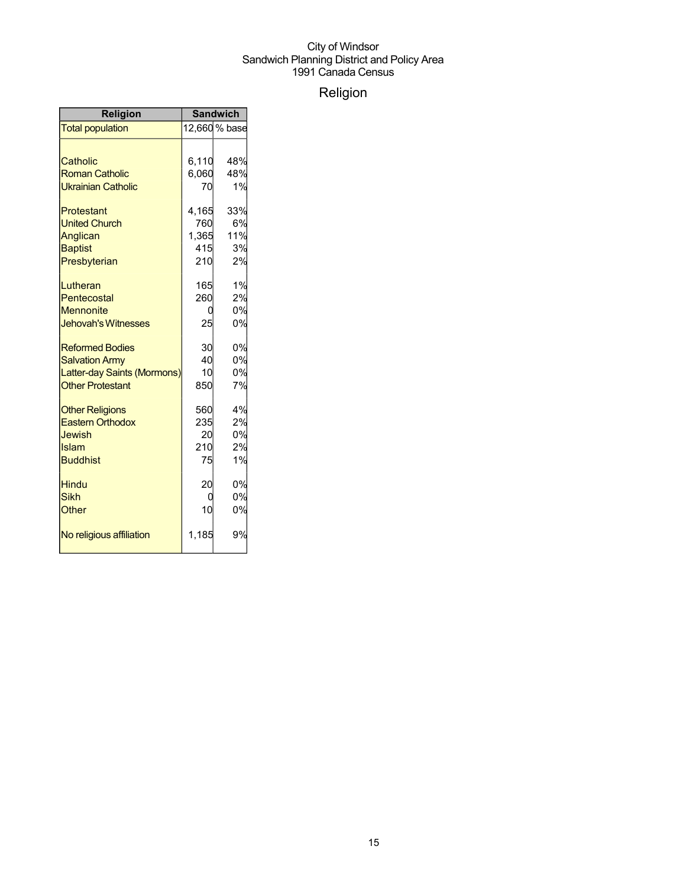City of Windsor
Sandwich Planning District and Policy Area
1991 Canada Census

# Religion

| Religion | Sandwich | |
|---|---|---|
| Total population | 12,660 | % base |
| | | |
| Catholic | 6,110 | 48% |
| Roman Catholic | 6,060 | 48% |
| Ukrainian Catholic | 70 | 1% |
| | | |
| Protestant | 4,165 | 33% |
| United Church | 760 | 6% |
| Anglican | 1,365 | 11% |
| Baptist | 415 | 3% |
| Presbyterian | 210 | 2% |
| | | |
| Lutheran | 165 | 1% |
| Pentecostal | 260 | 2% |
| Mennonite | 0 | 0% |
| Jehovah's Witnesses | 25 | 0% |
| | | |
| Reformed Bodies | 30 | 0% |
| Salvation Army | 40 | 0% |
| Latter-day Saints (Mormons) | 10 | 0% |
| Other Protestant | 850 | 7% |
| | | |
| Other Religions | 560 | 4% |
| Eastern Orthodox | 235 | 2% |
| Jewish | 20 | 0% |
| Islam | 210 | 2% |
| Buddhist | 75 | 1% |
| | | |
| Hindu | 20 | 0% |
| Sikh | 0 | 0% |
| Other | 10 | 0% |
| | | |
| No religious affiliation | 1,185 | 9% |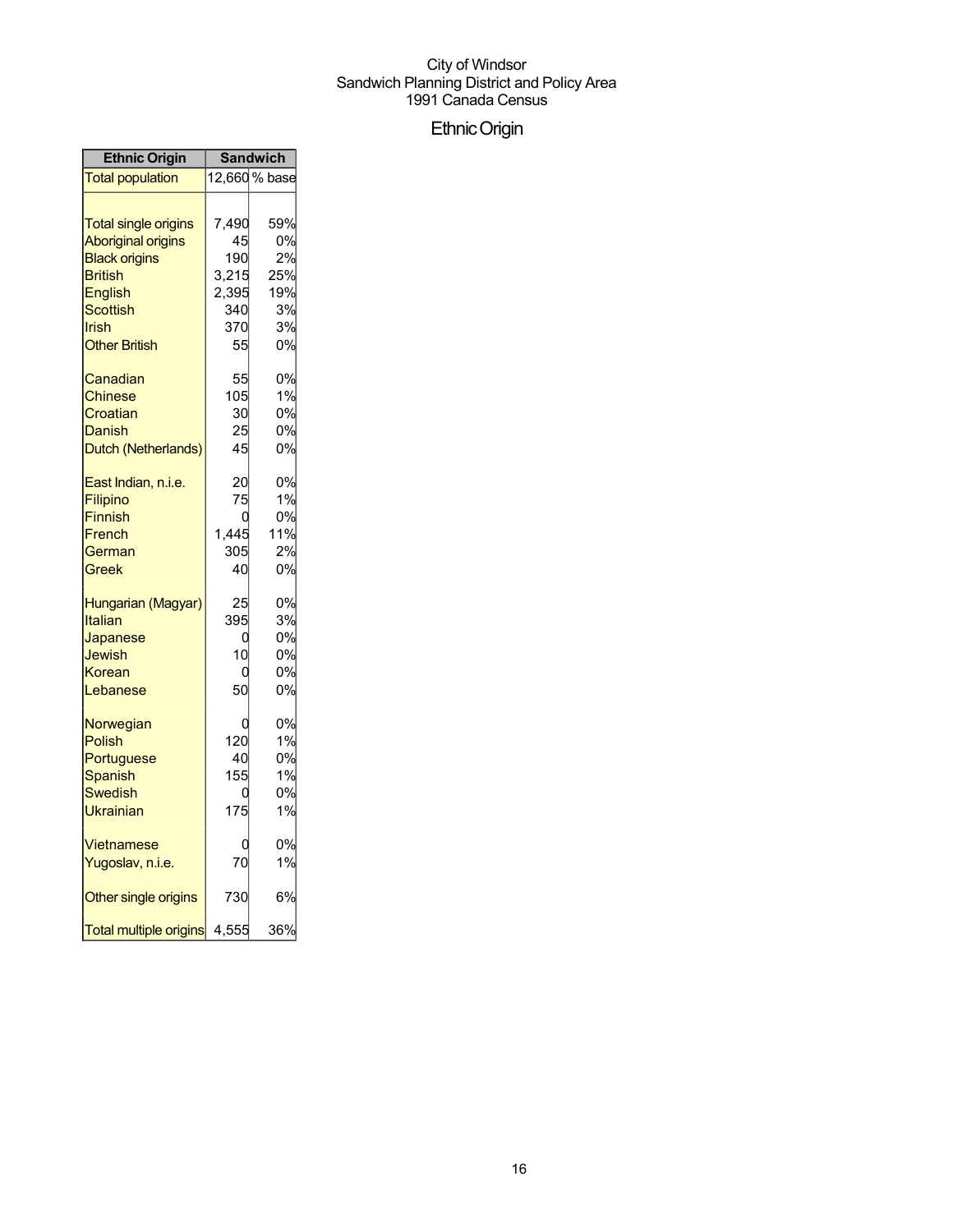City of Windsor
Sandwich Planning District and Policy Area
1991 Canada Census

# Ethnic Origin

| Ethnic Origin | Sandwich | |
|---|---|---|
| Total population | 12,660 | % base |
| | | |
| Total single origins | 7,490 | 59% |
| Aboriginal origins | 45 | 0% |
| Black origins | 190 | 2% |
| British | 3,215 | 25% |
| English | 2,395 | 19% |
| Scottish | 340 | 3% |
| Irish | 370 | 3% |
| Other British | 55 | 0% |
| | | |
| Canadian | 55 | 0% |
| Chinese | 105 | 1% |
| Croatian | 30 | 0% |
| Danish | 25 | 0% |
| Dutch (Netherlands) | 45 | 0% |
| | | |
| East Indian, n.i.e. | 20 | 0% |
| Filipino | 75 | 1% |
| Finnish | 0 | 0% |
| French | 1,445 | 11% |
| German | 305 | 2% |
| Greek | 40 | 0% |
| | | |
| Hungarian (Magyar) | 25 | 0% |
| Italian | 395 | 3% |
| Japanese | 0 | 0% |
| Jewish | 10 | 0% |
| Korean | 0 | 0% |
| Lebanese | 50 | 0% |
| | | |
| Norwegian | 0 | 0% |
| Polish | 120 | 1% |
| Portuguese | 40 | 0% |
| Spanish | 155 | 1% |
| Swedish | 0 | 0% |
| Ukrainian | 175 | 1% |
| | | |
| Vietnamese | 0 | 0% |
| Yugoslav, n.i.e. | 70 | 1% |
| | | |
| Other single origins | 730 | 6% |
| | | |
| Total multiple origins | 4,555 | 36% |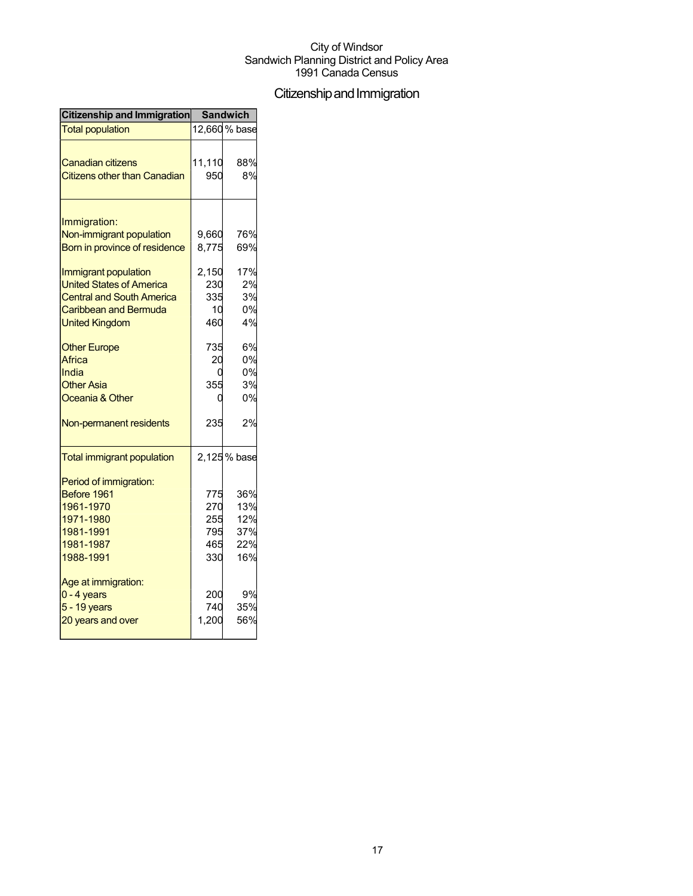City of Windsor
Sandwich Planning District and Policy Area
1991 Canada Census

# Citizenship and Immigration

| Citizenship and Immigration | Sandwich | |
| --- | --- | --- |
| Total population | 12,660 | % base |
| | | |
| Canadian citizens | 11,110 | 88% |
| Citizens other than Canadian | 950 | 8% |
| | | |
| Immigration: | | |
| Non-immigrant population | 9,660 | 76% |
| Born in province of residence | 8,775 | 69% |
| | | |
| Immigrant population | 2,150 | 17% |
| United States of America | 230 | 2% |
| Central and South America | 335 | 3% |
| Caribbean and Bermuda | 10 | 0% |
| United Kingdom | 460 | 4% |
| | | |
| Other Europe | 735 | 6% |
| Africa | 20 | 0% |
| India | 0 | 0% |
| Other Asia | 355 | 3% |
| Oceania & Other | 0 | 0% |
| | | |
| Non-permanent residents | 235 | 2% |
| | | |
| Total immigrant population | 2,125 | % base |
| | | |
| Period of immigration: | | |
| Before 1961 | 775 | 36% |
| 1961-1970 | 270 | 13% |
| 1971-1980 | 255 | 12% |
| 1981-1991 | 795 | 37% |
| 1981-1987 | 465 | 22% |
| 1988-1991 | 330 | 16% |
| | | |
| Age at immigration: | | |
| 0 - 4 years | 200 | 9% |
| 5 - 19 years | 740 | 35% |
| 20 years and over | 1,200 | 56% |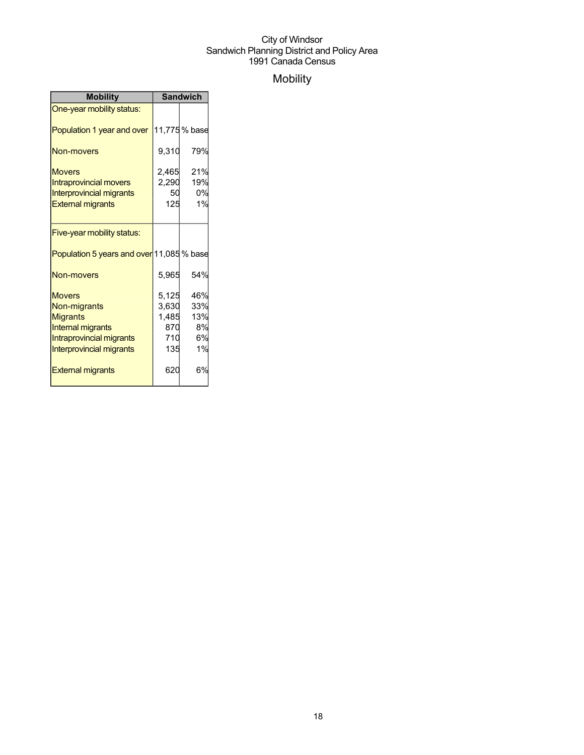City of Windsor
Sandwich Planning District and Policy Area
1991 Canada Census

# Mobility

| Mobility | Sandwich | |
|---|---|---|
| One-year mobility status: | | |
| Population 1 year and over | 11,775 | % base |
| Non-movers | 9,310 | 79% |
| Movers | 2,465 | 21% |
| Intraprovincial movers | 2,290 | 19% |
| Interprovincial migrants | 50 | 0% |
| External migrants | 125 | 1% |
| Five-year mobility status: | | |
| Population 5 years and over | 11,085 | % base |
| Non-movers | 5,965 | 54% |
| Movers | 5,125 | 46% |
| Non-migrants | 3,630 | 33% |
| Migrants | 1,485 | 13% |
| Internal migrants | 870 | 8% |
| Intraprovincial migrants | 710 | 6% |
| Interprovincial migrants | 135 | 1% |
| External migrants | 620 | 6% |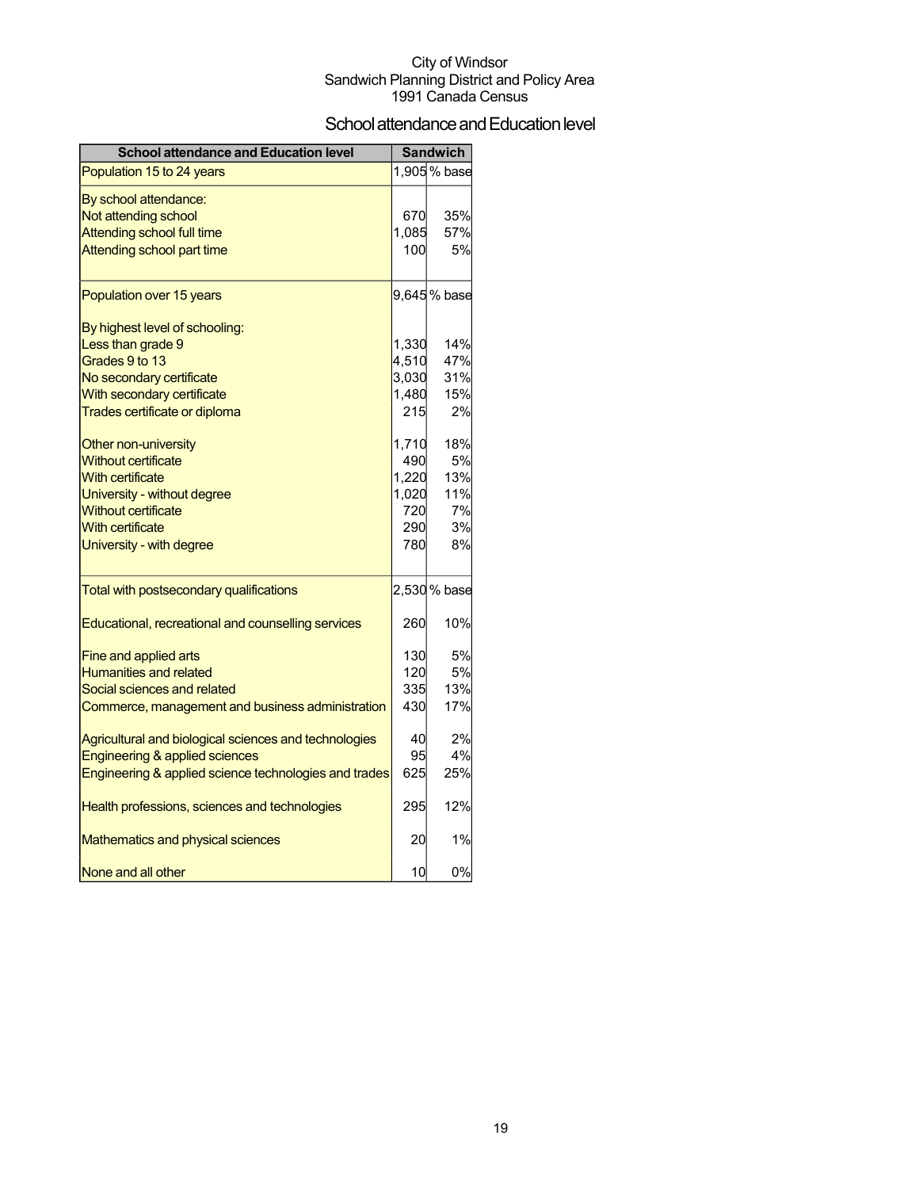City of Windsor
Sandwich Planning District and Policy Area
1991 Canada Census

# School attendance and Education level

| School attendance and Education level | Sandwich | |
|---|---|---|
| Population 15 to 24 years | 1,905 | % base |
| By school attendance: | | |
| Not attending school | 670 | 35% |
| Attending school full time | 1,085 | 57% |
| Attending school part time | 100 | 5% |
| Population over 15 years | 9,645 | % base |
| By highest level of schooling: | | |
| Less than grade 9 | 1,330 | 14% |
| Grades 9 to 13 | 4,510 | 47% |
| No secondary certificate | 3,030 | 31% |
| With secondary certificate | 1,480 | 15% |
| Trades certificate or diploma | 215 | 2% |
| Other non-university | 1,710 | 18% |
| Without certificate | 490 | 5% |
| With certificate | 1,220 | 13% |
| University - without degree | 1,020 | 11% |
| Without certificate | 720 | 7% |
| With certificate | 290 | 3% |
| University - with degree | 780 | 8% |
| Total with postsecondary qualifications | 2,530 | % base |
| Educational, recreational and counselling services | 260 | 10% |
| Fine and applied arts | 130 | 5% |
| Humanities and related | 120 | 5% |
| Social sciences and related | 335 | 13% |
| Commerce, management and business administration | 430 | 17% |
| Agricultural and biological sciences and technologies | 40 | 2% |
| Engineering & applied sciences | 95 | 4% |
| Engineering & applied science technologies and trades | 625 | 25% |
| Health professions, sciences and technologies | 295 | 12% |
| Mathematics and physical sciences | 20 | 1% |
| None and all other | 10 | 0% |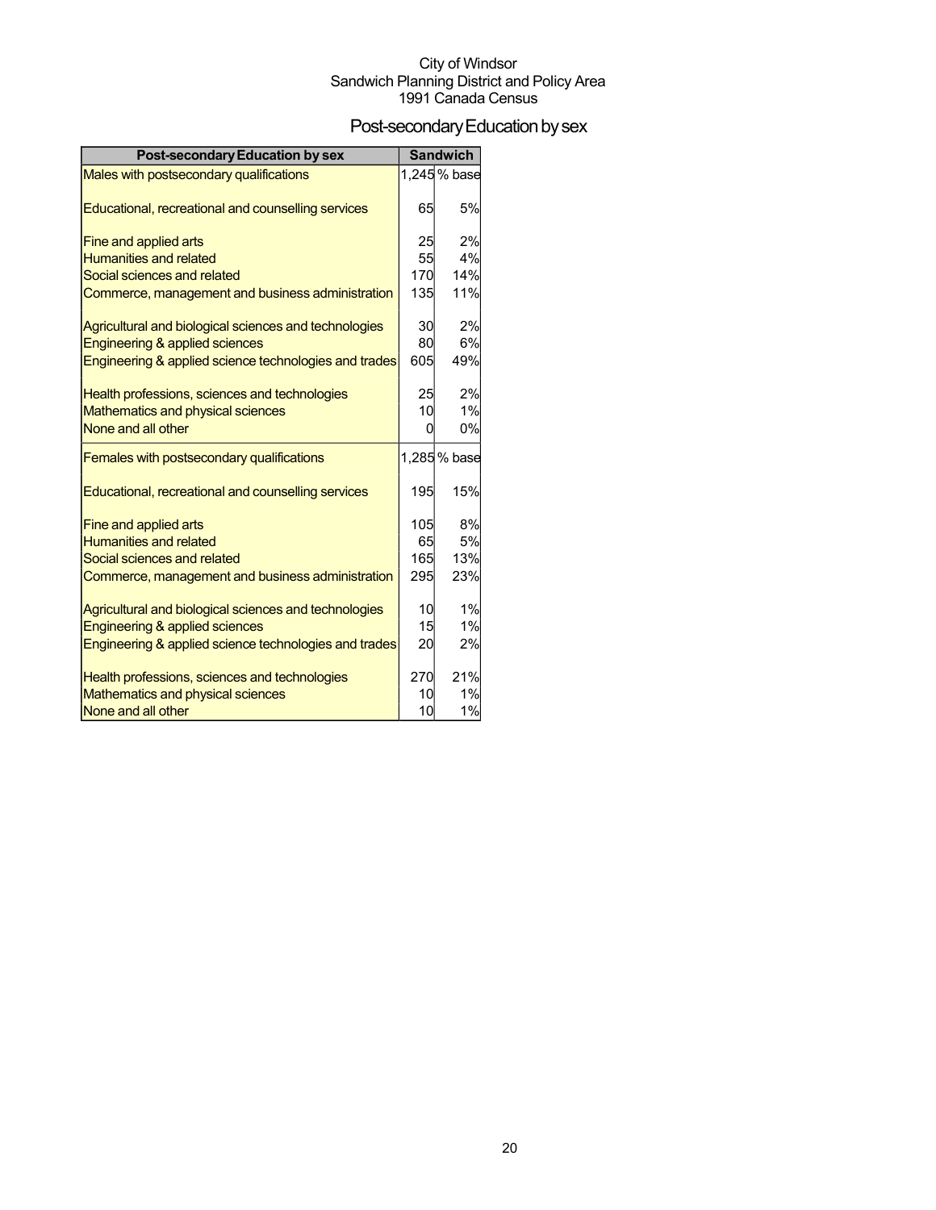City of Windsor
Sandwich Planning District and Policy Area
1991 Canada Census

# Post-secondary Education by sex

| Post-secondary Education by sex | Sandwich | |
|---|---|---|
| Males with postsecondary qualifications | 1,245 | % base |
| Educational, recreational and counselling services | 65 | 5% |
| Fine and applied arts | 25 | 2% |
| Humanities and related | 55 | 4% |
| Social sciences and related | 170 | 14% |
| Commerce, management and business administration | 135 | 11% |
| Agricultural and biological sciences and technologies | 30 | 2% |
| Engineering & applied sciences | 80 | 6% |
| Engineering & applied science technologies and trades | 605 | 49% |
| Health professions, sciences and technologies | 25 | 2% |
| Mathematics and physical sciences | 10 | 1% |
| None and all other | 0 | 0% |
| Females with postsecondary qualifications | 1,285 | % base |
| Educational, recreational and counselling services | 195 | 15% |
| Fine and applied arts | 105 | 8% |
| Humanities and related | 65 | 5% |
| Social sciences and related | 165 | 13% |
| Commerce, management and business administration | 295 | 23% |
| Agricultural and biological sciences and technologies | 10 | 1% |
| Engineering & applied sciences | 15 | 1% |
| Engineering & applied science technologies and trades | 20 | 2% |
| Health professions, sciences and technologies | 270 | 21% |
| Mathematics and physical sciences | 10 | 1% |
| None and all other | 10 | 1% |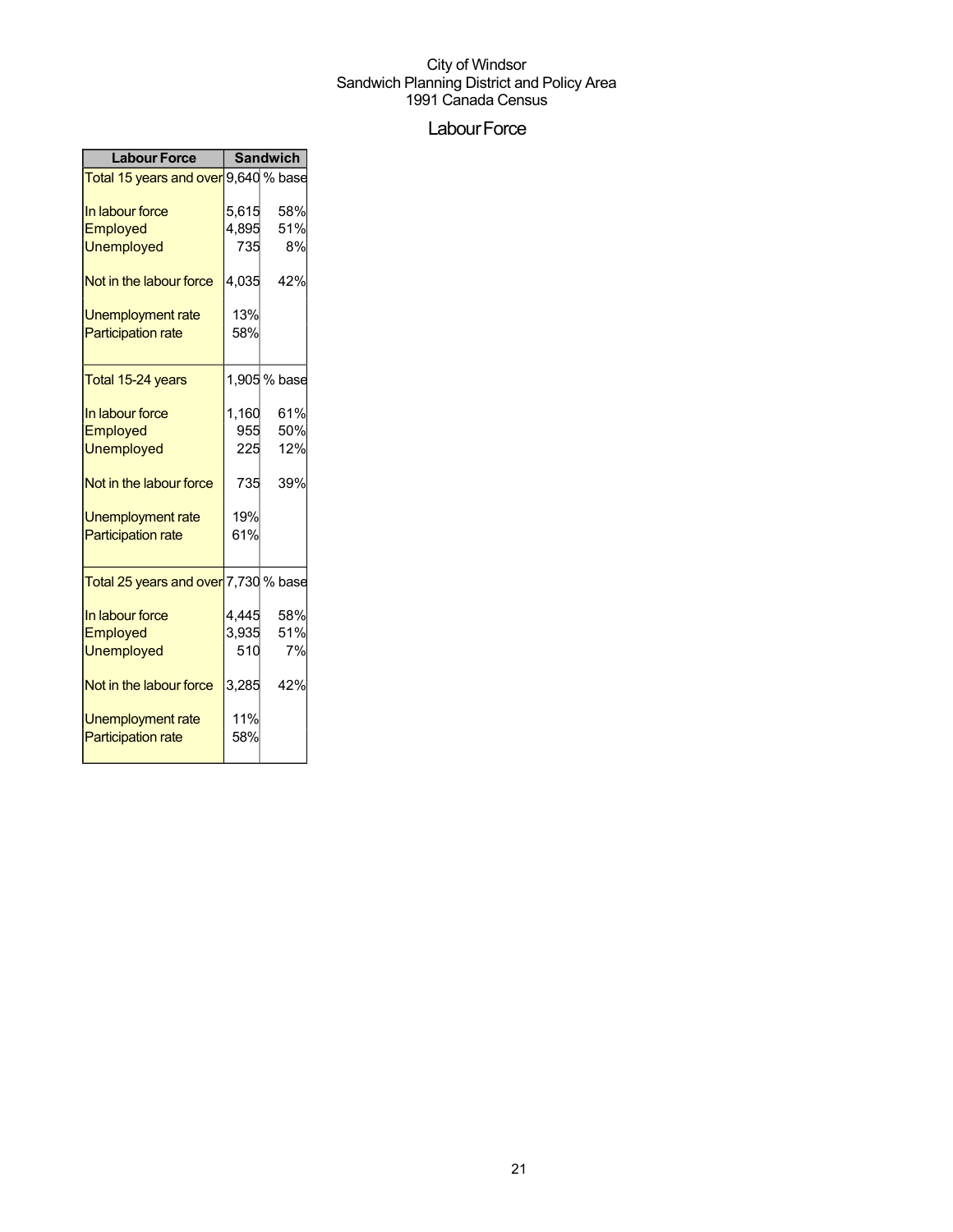City of Windsor
Sandwich Planning District and Policy Area
1991 Canada Census

# Labour Force

| Labour Force | Sandwich | |
|---|---|---|
| Total 15 years and over | 9,640 | % base |
| In labour force | 5,615 | 58% |
| Employed | 4,895 | 51% |
| Unemployed | 735 | 8% |
| Not in the labour force | 4,035 | 42% |
| Unemployment rate | 13% | |
| Participation rate | 58% | |
| Total 15-24 years | 1,905 | % base |
| In labour force | 1,160 | 61% |
| Employed | 955 | 50% |
| Unemployed | 225 | 12% |
| Not in the labour force | 735 | 39% |
| Unemployment rate | 19% | |
| Participation rate | 61% | |
| Total 25 years and over | 7,730 | % base |
| In labour force | 4,445 | 58% |
| Employed | 3,935 | 51% |
| Unemployed | 510 | 7% |
| Not in the labour force | 3,285 | 42% |
| Unemployment rate | 11% | |
| Participation rate | 58% | |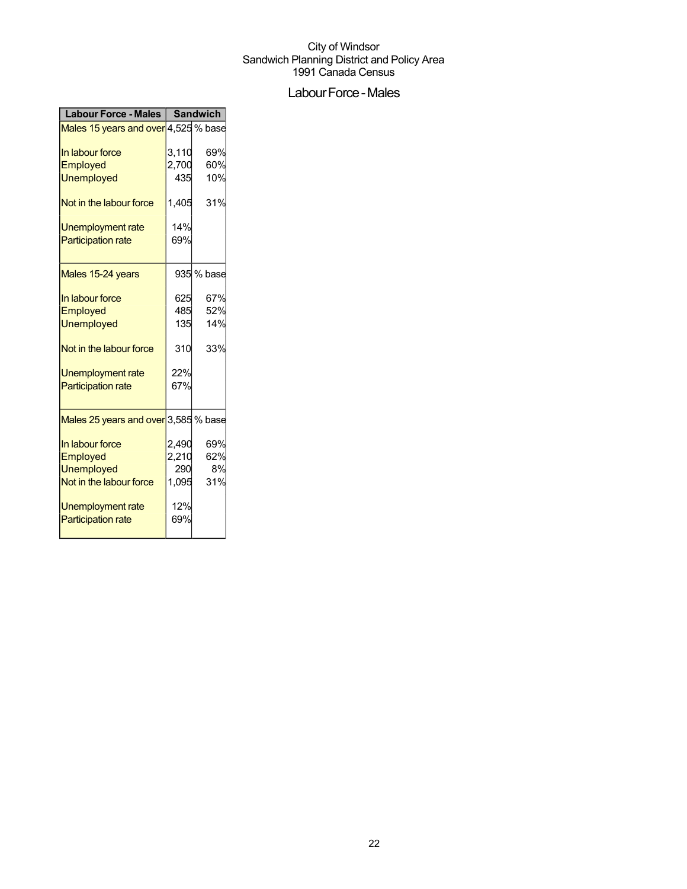City of Windsor
Sandwich Planning District and Policy Area
1991 Canada Census

# Labour Force - Males

| Labour Force - Males | Sandwich | |
|---|---|---|
| Males 15 years and over | 4,525 | % base |
| In labour force | 3,110 | 69% |
| Employed | 2,700 | 60% |
| Unemployed | 435 | 10% |
| Not in the labour force | 1,405 | 31% |
| Unemployment rate | 14% | |
| Participation rate | 69% | |
| Males 15-24 years | 935 | % base |
| In labour force | 625 | 67% |
| Employed | 485 | 52% |
| Unemployed | 135 | 14% |
| Not in the labour force | 310 | 33% |
| Unemployment rate | 22% | |
| Participation rate | 67% | |
| Males 25 years and over | 3,585 | % base |
| In labour force | 2,490 | 69% |
| Employed | 2,210 | 62% |
| Unemployed | 290 | 8% |
| Not in the labour force | 1,095 | 31% |
| Unemployment rate | 12% | |
| Participation rate | 69% | |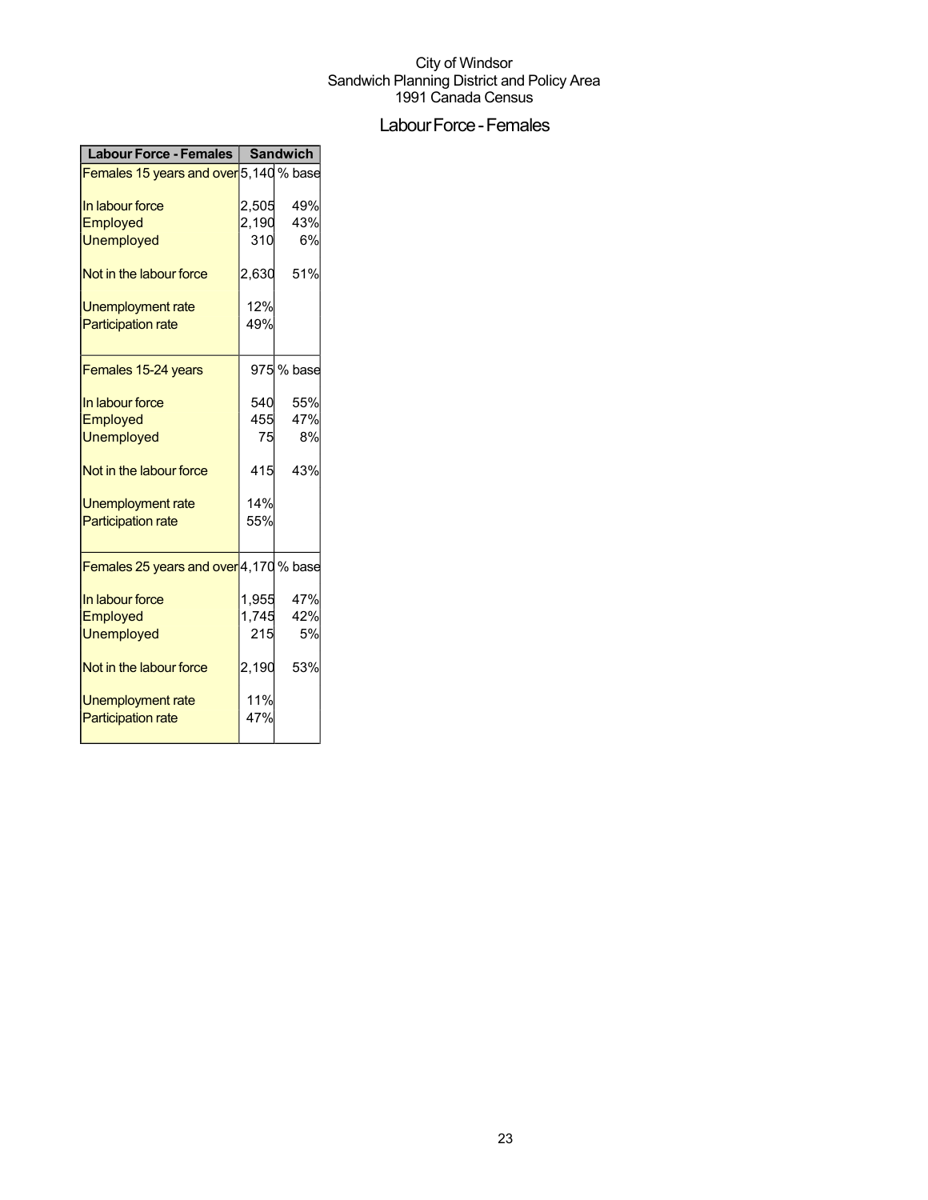City of Windsor
Sandwich Planning District and Policy Area
1991 Canada Census

# Labour Force - Females

| Labour Force - Females | Sandwich | |
|---|---|---|
| Females 15 years and over | 5,140 | % base |
| In labour force | 2,505 | 49% |
| Employed | 2,190 | 43% |
| Unemployed | 310 | 6% |
| Not in the labour force | 2,630 | 51% |
| Unemployment rate | 12% | |
| Participation rate | 49% | |
| Females 15-24 years | 975 | % base |
| In labour force | 540 | 55% |
| Employed | 455 | 47% |
| Unemployed | 75 | 8% |
| Not in the labour force | 415 | 43% |
| Unemployment rate | 14% | |
| Participation rate | 55% | |
| Females 25 years and over | 4,170 | % base |
| In labour force | 1,955 | 47% |
| Employed | 1,745 | 42% |
| Unemployed | 215 | 5% |
| Not in the labour force | 2,190 | 53% |
| Unemployment rate | 11% | |
| Participation rate | 47% | |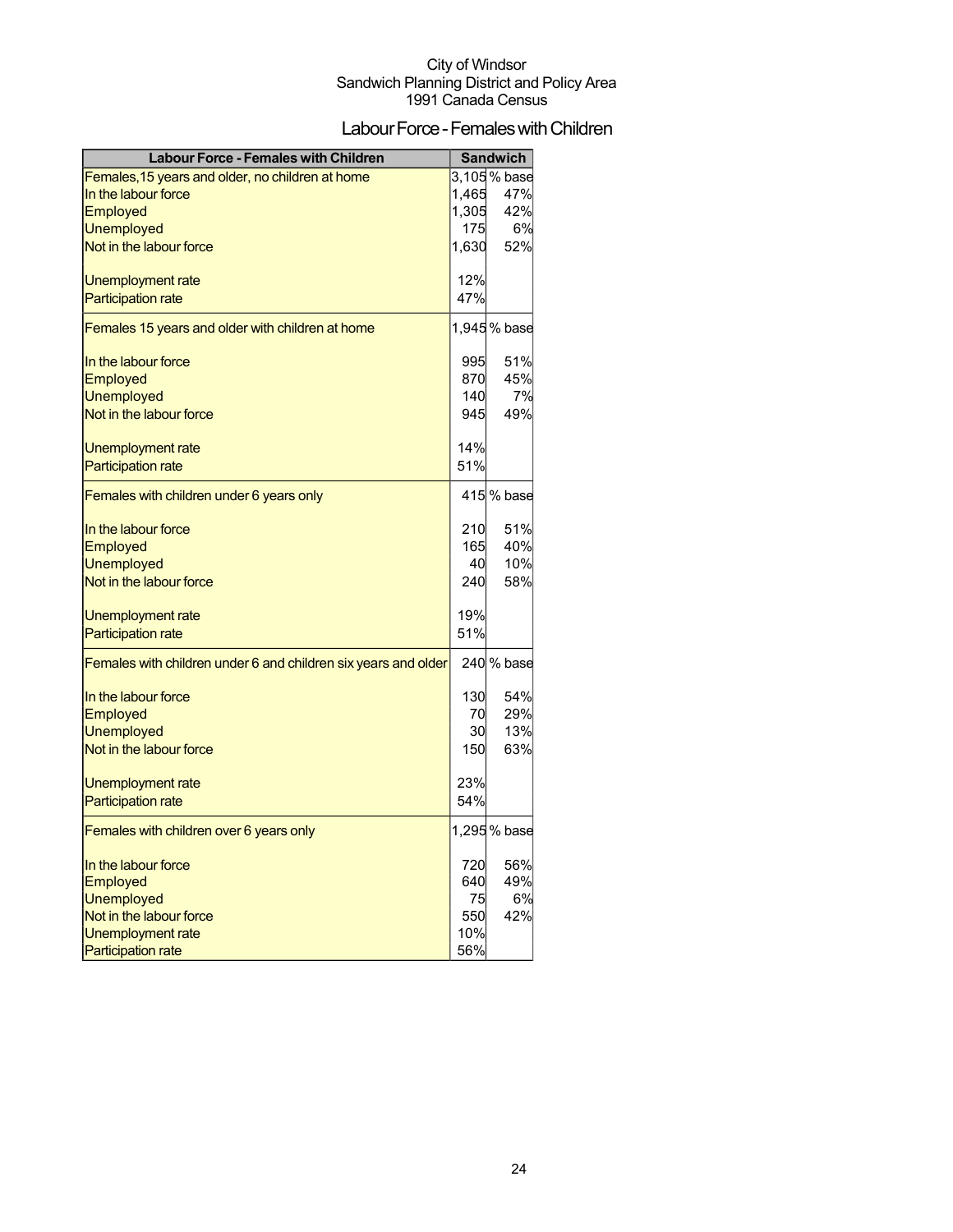City of Windsor
Sandwich Planning District and Policy Area
1991 Canada Census

# Labour Force - Females with Children

| Labour Force - Females with Children | Sandwich | |
|---|---|---|
| Females,15 years and older, no children at home | 3,105 | % base |
| In the labour force | 1,465 | 47% |
| Employed | 1,305 | 42% |
| Unemployed | 175 | 6% |
| Not in the labour force | 1,630 | 52% |
| | | |
| Unemployment rate | 12% | |
| Participation rate | 47% | |
| Females 15 years and older with children at home | 1,945 | % base |
| | | |
| In the labour force | 995 | 51% |
| Employed | 870 | 45% |
| Unemployed | 140 | 7% |
| Not in the labour force | 945 | 49% |
| | | |
| Unemployment rate | 14% | |
| Participation rate | 51% | |
| Females with children under 6 years only | 415 | % base |
| | | |
| In the labour force | 210 | 51% |
| Employed | 165 | 40% |
| Unemployed | 40 | 10% |
| Not in the labour force | 240 | 58% |
| | | |
| Unemployment rate | 19% | |
| Participation rate | 51% | |
| Females with children under 6 and children six years and older | 240 | % base |
| | | |
| In the labour force | 130 | 54% |
| Employed | 70 | 29% |
| Unemployed | 30 | 13% |
| Not in the labour force | 150 | 63% |
| | | |
| Unemployment rate | 23% | |
| Participation rate | 54% | |
| Females with children over 6 years only | 1,295 | % base |
| | | |
| In the labour force | 720 | 56% |
| Employed | 640 | 49% |
| Unemployed | 75 | 6% |
| Not in the labour force | 550 | 42% |
| Unemployment rate | 10% | |
| Participation rate | 56% | |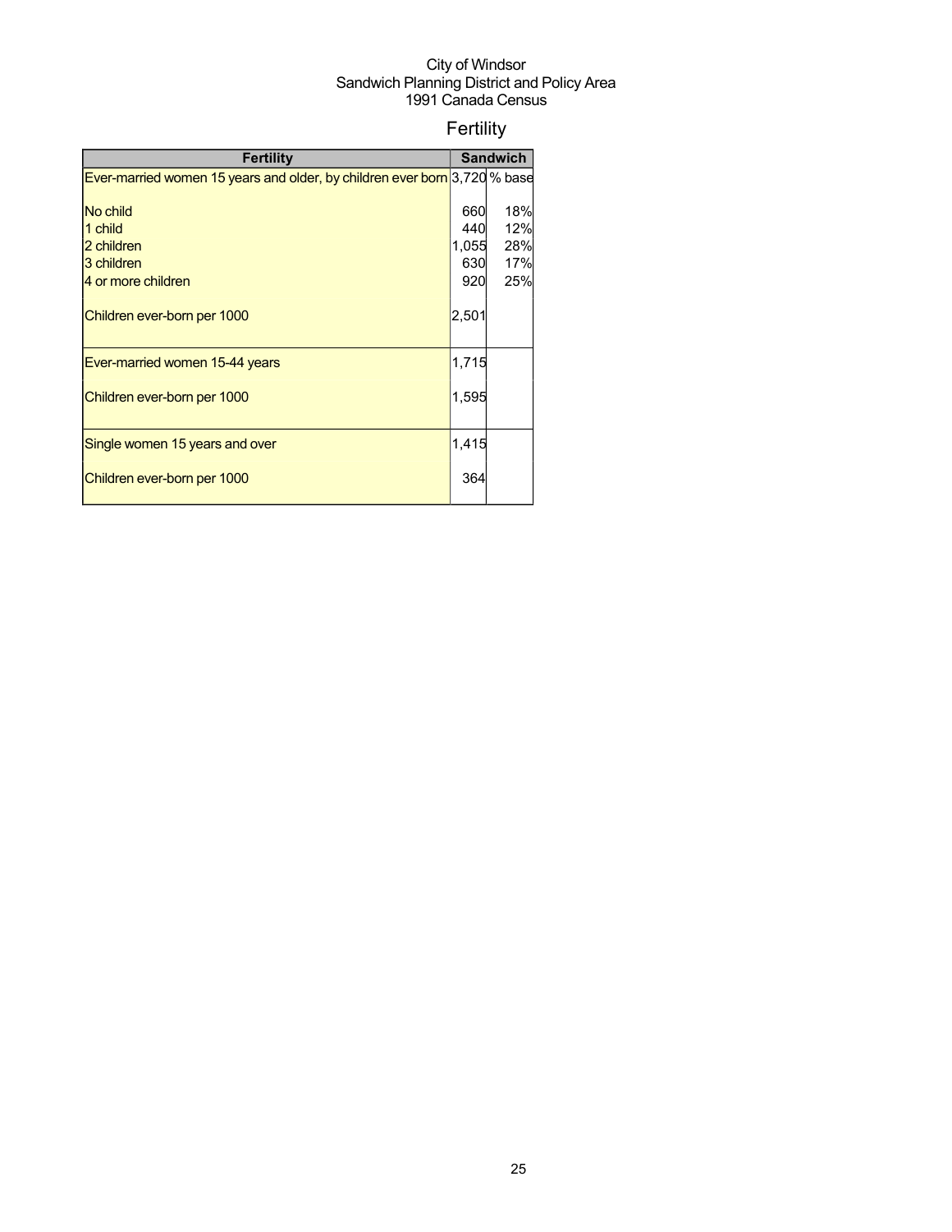City of Windsor
Sandwich Planning District and Policy Area
1991 Canada Census

# Fertility

| Fertility | Sandwich | |
|---|---|---|
| Ever-married women 15 years and older, by children ever born | 3,720 | % base |
| No child | 660 | 18% |
| 1 child | 440 | 12% |
| 2 children | 1,055 | 28% |
| 3 children | 630 | 17% |
| 4 or more children | 920 | 25% |
| Children ever-born per 1000 | 2,501 | |
| Ever-married women 15-44 years | 1,715 | |
| Children ever-born per 1000 | 1,595 | |
| Single women 15 years and over | 1,415 | |
| Children ever-born per 1000 | 364 | |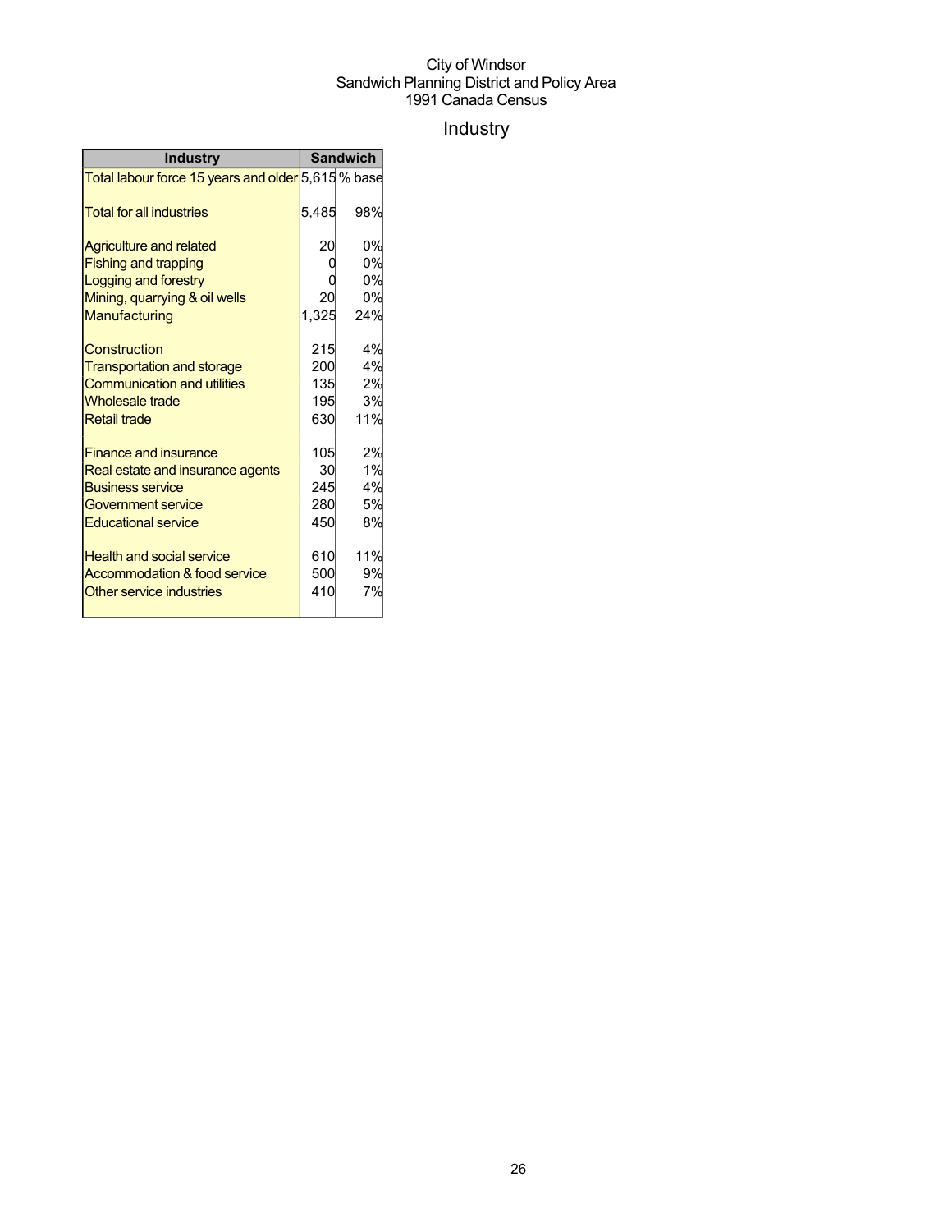City of Windsor
Sandwich Planning District and Policy Area
1991 Canada Census

# Industry

| Industry | Sandwich | |
|---|---|---|
| Total labour force 15 years and older | 5,615 | % base |
| Total for all industries | 5,485 | 98% |
| Agriculture and related | 20 | 0% |
| Fishing and trapping | 0 | 0% |
| Logging and forestry | 0 | 0% |
| Mining, quarrying & oil wells | 20 | 0% |
| Manufacturing | 1,325 | 24% |
| Construction | 215 | 4% |
| Transportation and storage | 200 | 4% |
| Communication and utilities | 135 | 2% |
| Wholesale trade | 195 | 3% |
| Retail trade | 630 | 11% |
| Finance and insurance | 105 | 2% |
| Real estate and insurance agents | 30 | 1% |
| Business service | 245 | 4% |
| Government service | 280 | 5% |
| Educational service | 450 | 8% |
| Health and social service | 610 | 11% |
| Accommodation & food service | 500 | 9% |
| Other service industries | 410 | 7% |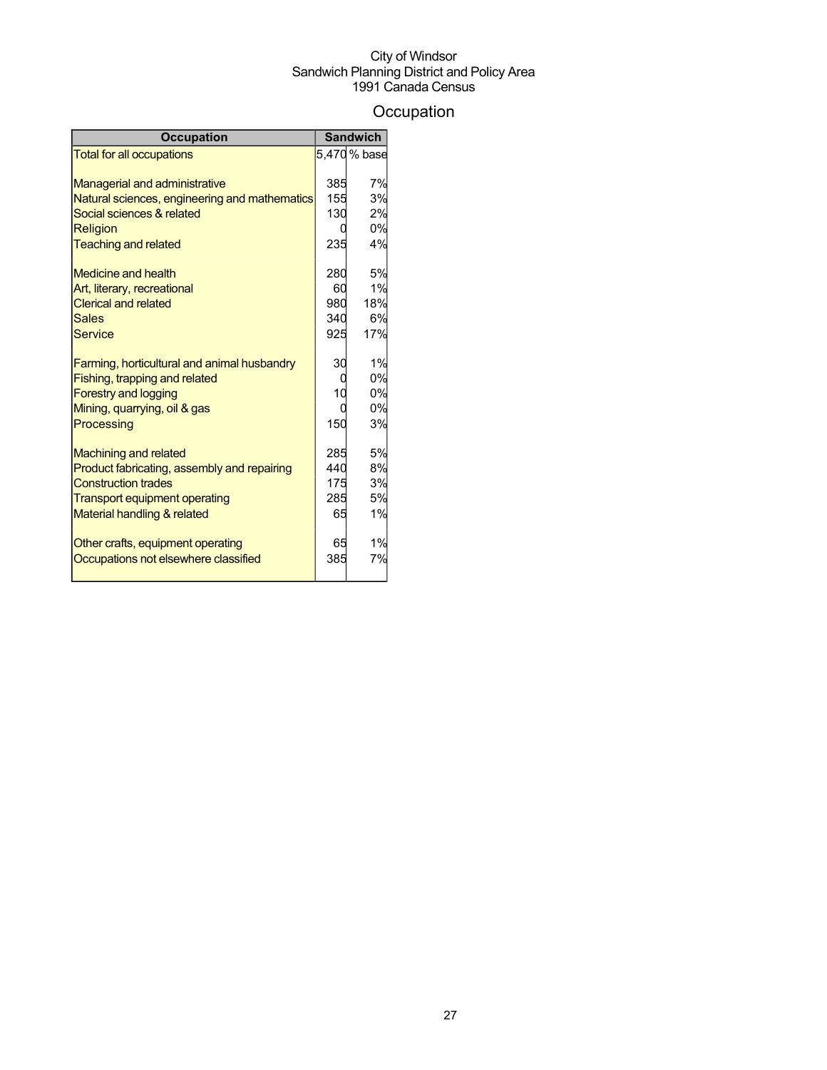City of Windsor
Sandwich Planning District and Policy Area
1991 Canada Census

# Occupation

| Occupation | Sandwich | |
|---|---|---|
| Total for all occupations | 5,470 | % base |
| | | |
| Managerial and administrative | 385 | 7% |
| Natural sciences, engineering and mathematics | 155 | 3% |
| Social sciences & related | 130 | 2% |
| Religion | 0 | 0% |
| Teaching and related | 235 | 4% |
| | | |
| Medicine and health | 280 | 5% |
| Art, literary, recreational | 60 | 1% |
| Clerical and related | 980 | 18% |
| Sales | 340 | 6% |
| Service | 925 | 17% |
| | | |
| Farming, horticultural and animal husbandry | 30 | 1% |
| Fishing, trapping and related | 0 | 0% |
| Forestry and logging | 10 | 0% |
| Mining, quarrying, oil & gas | 0 | 0% |
| Processing | 150 | 3% |
| | | |
| Machining and related | 285 | 5% |
| Product fabricating, assembly and repairing | 440 | 8% |
| Construction trades | 175 | 3% |
| Transport equipment operating | 285 | 5% |
| Material handling & related | 65 | 1% |
| | | |
| Other crafts, equipment operating | 65 | 1% |
| Occupations not elsewhere classified | 385 | 7% |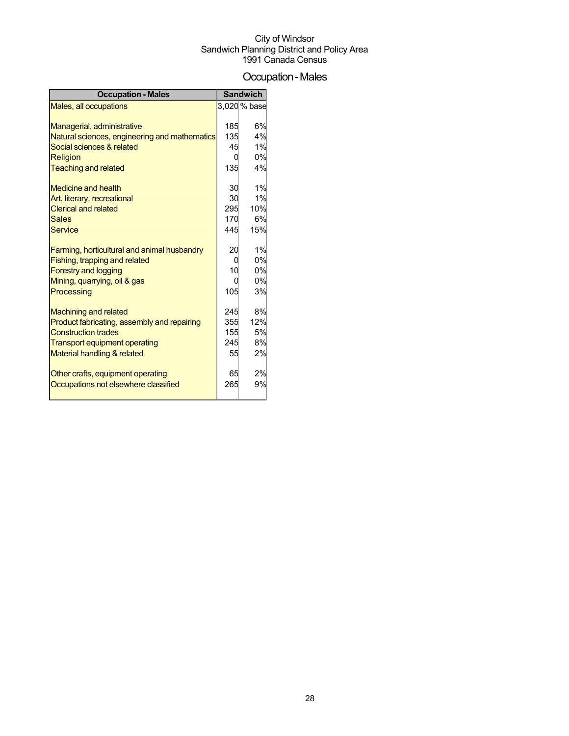City of Windsor
Sandwich Planning District and Policy Area
1991 Canada Census

# Occupation - Males

| Occupation - Males | Sandwich | |
|---|---|---|
| Males, all occupations | 3,020 | % base |
| Managerial, administrative | 185 | 6% |
| Natural sciences, engineering and mathematics | 135 | 4% |
| Social sciences & related | 45 | 1% |
| Religion | 0 | 0% |
| Teaching and related | 135 | 4% |
| Medicine and health | 30 | 1% |
| Art, literary, recreational | 30 | 1% |
| Clerical and related | 295 | 10% |
| Sales | 170 | 6% |
| Service | 445 | 15% |
| Farming, horticultural and animal husbandry | 20 | 1% |
| Fishing, trapping and related | 0 | 0% |
| Forestry and logging | 10 | 0% |
| Mining, quarrying, oil & gas | 0 | 0% |
| Processing | 105 | 3% |
| Machining and related | 245 | 8% |
| Product fabricating, assembly and repairing | 355 | 12% |
| Construction trades | 155 | 5% |
| Transport equipment operating | 245 | 8% |
| Material handling & related | 55 | 2% |
| Other crafts, equipment operating | 65 | 2% |
| Occupations not elsewhere classified | 265 | 9% |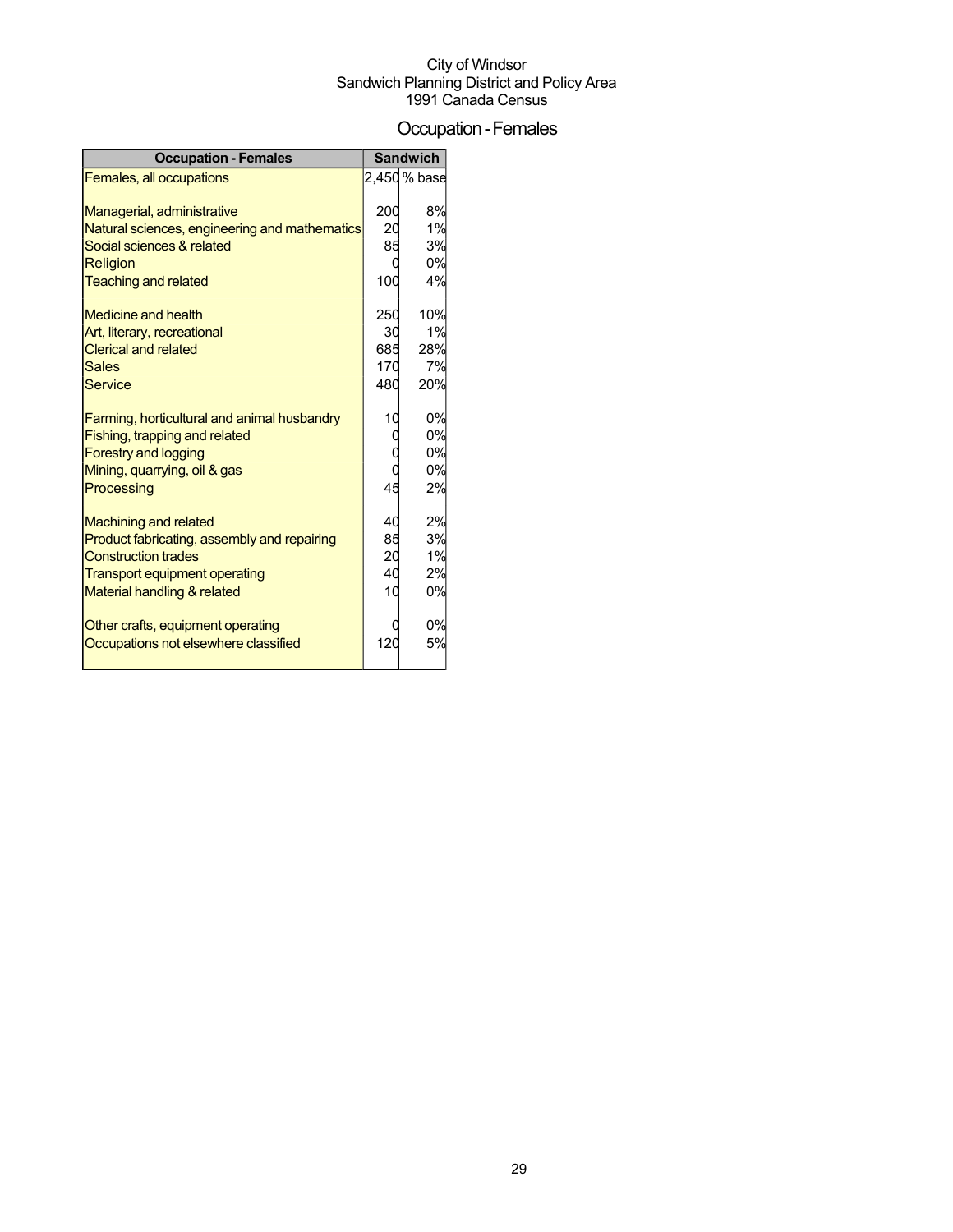City of Windsor
Sandwich Planning District and Policy Area
1991 Canada Census

# Occupation - Females

| Occupation - Females | Sandwich | |
|---|---|---|
| Females, all occupations | 2,450 | % base |
| Managerial, administrative | 200 | 8% |
| Natural sciences, engineering and mathematics | 20 | 1% |
| Social sciences & related | 85 | 3% |
| Religion | 0 | 0% |
| Teaching and related | 100 | 4% |
| Medicine and health | 250 | 10% |
| Art, literary, recreational | 30 | 1% |
| Clerical and related | 685 | 28% |
| Sales | 170 | 7% |
| Service | 480 | 20% |
| Farming, horticultural and animal husbandry | 10 | 0% |
| Fishing, trapping and related | 0 | 0% |
| Forestry and logging | 0 | 0% |
| Mining, quarrying, oil & gas | 0 | 0% |
| Processing | 45 | 2% |
| Machining and related | 40 | 2% |
| Product fabricating, assembly and repairing | 85 | 3% |
| Construction trades | 20 | 1% |
| Transport equipment operating | 40 | 2% |
| Material handling & related | 10 | 0% |
| Other crafts, equipment operating | 0 | 0% |
| Occupations not elsewhere classified | 120 | 5% |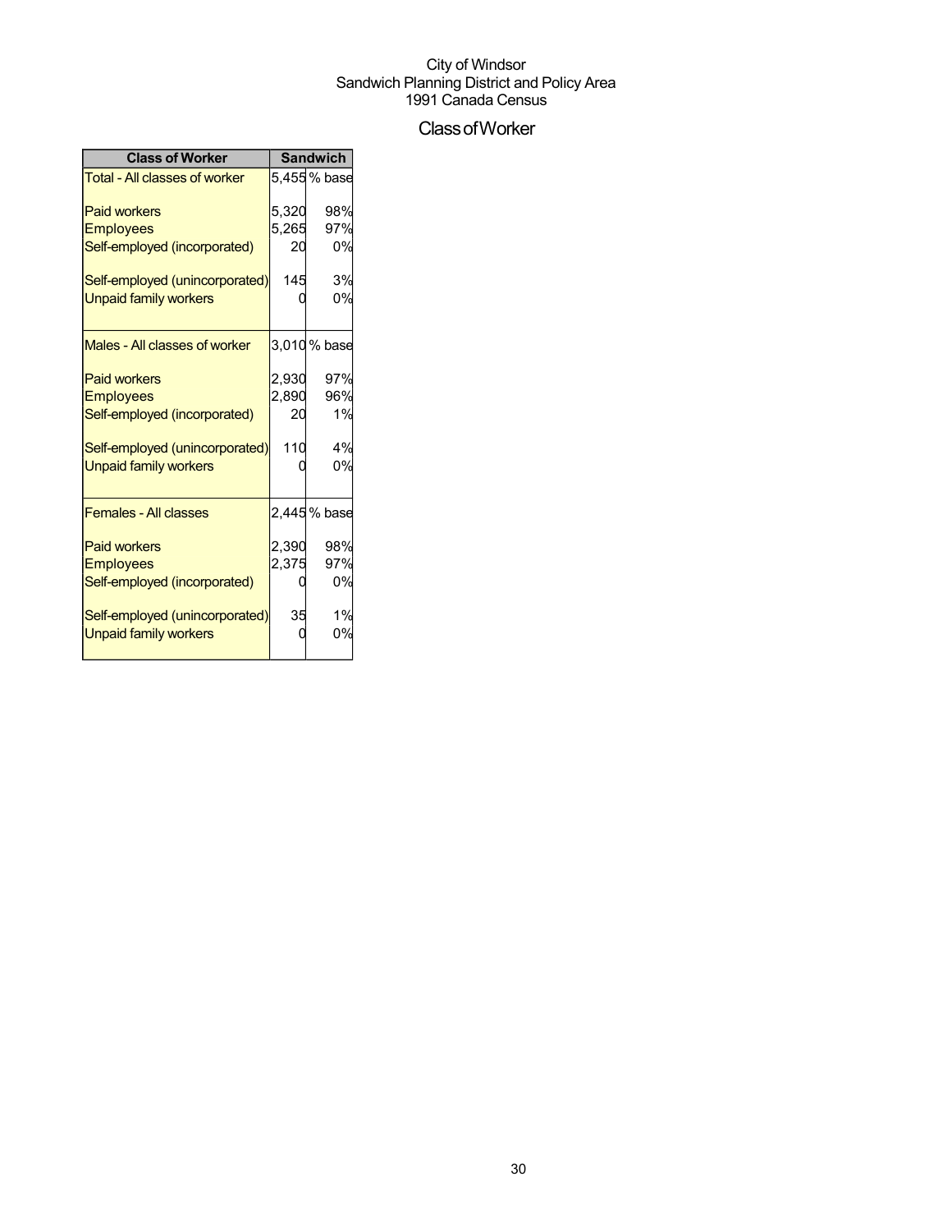City of Windsor
Sandwich Planning District and Policy Area
1991 Canada Census

# Class of Worker

| Class of Worker | Sandwich | |
|---|---|---|
| Total - All classes of worker | 5,455 | % base |
| Paid workers | 5,320 | 98% |
| Employees | 5,265 | 97% |
| Self-employed (incorporated) | 20 | 0% |
| Self-employed (unincorporated) | 145 | 3% |
| Unpaid family workers | 0 | 0% |
| Males - All classes of worker | 3,010 | % base |
| Paid workers | 2,930 | 97% |
| Employees | 2,890 | 96% |
| Self-employed (incorporated) | 20 | 1% |
| Self-employed (unincorporated) | 110 | 4% |
| Unpaid family workers | 0 | 0% |
| Females - All classes | 2,445 | % base |
| Paid workers | 2,390 | 98% |
| Employees | 2,375 | 97% |
| Self-employed (incorporated) | 0 | 0% |
| Self-employed (unincorporated) | 35 | 1% |
| Unpaid family workers | 0 | 0% |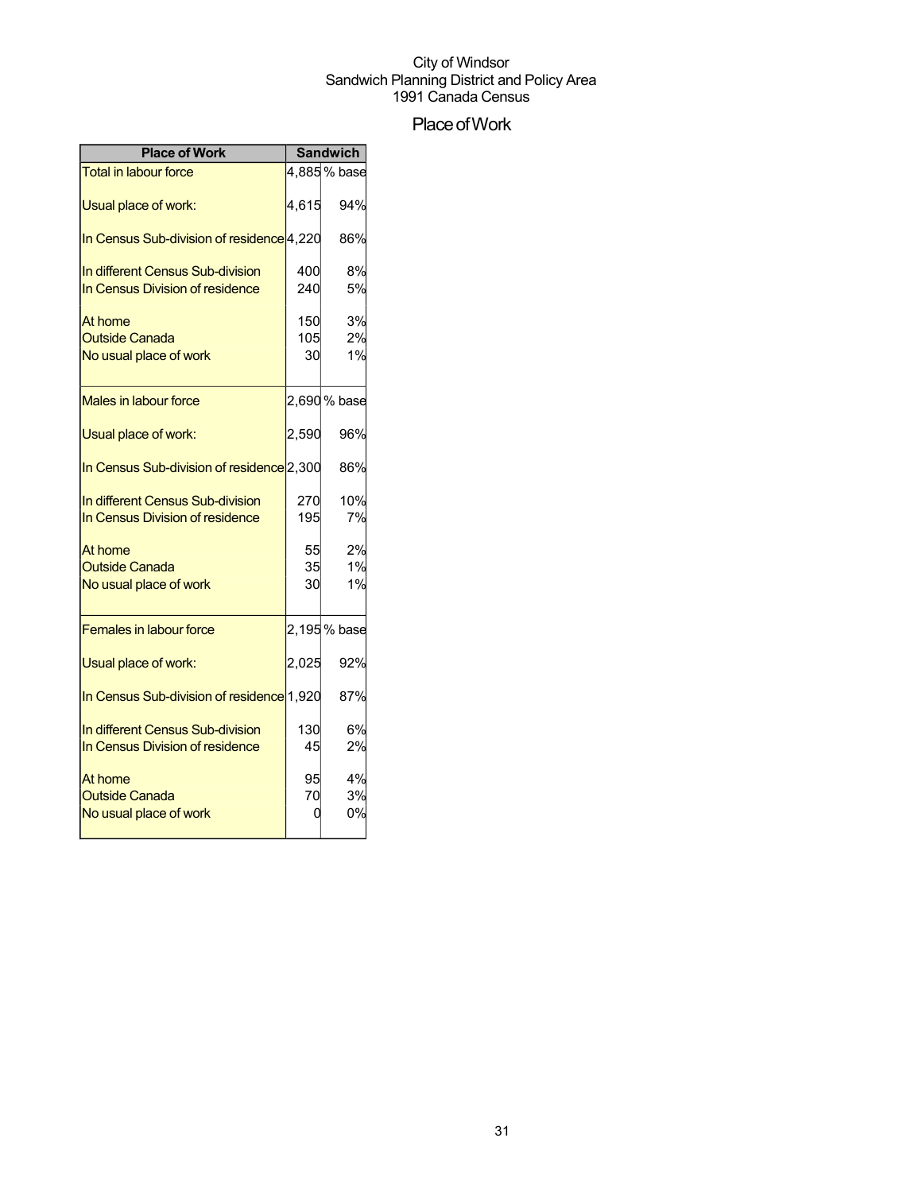City of Windsor
Sandwich Planning District and Policy Area
1991 Canada Census

# Place of Work

| Place of Work | Sandwich | |
|---|---|---|
| Total in labour force | 4,885 | % base |
| Usual place of work: | 4,615 | 94% |
| In Census Sub-division of residence | 4,220 | 86% |
| In different Census Sub-division | 400 | 8% |
| In Census Division of residence | 240 | 5% |
| At home | 150 | 3% |
| Outside Canada | 105 | 2% |
| No usual place of work | 30 | 1% |
| Males in labour force | 2,690 | % base |
| Usual place of work: | 2,590 | 96% |
| In Census Sub-division of residence | 2,300 | 86% |
| In different Census Sub-division | 270 | 10% |
| In Census Division of residence | 195 | 7% |
| At home | 55 | 2% |
| Outside Canada | 35 | 1% |
| No usual place of work | 30 | 1% |
| Females in labour force | 2,195 | % base |
| Usual place of work: | 2,025 | 92% |
| In Census Sub-division of residence | 1,920 | 87% |
| In different Census Sub-division | 130 | 6% |
| In Census Division of residence | 45 | 2% |
| At home | 95 | 4% |
| Outside Canada | 70 | 3% |
| No usual place of work | 0 | 0% |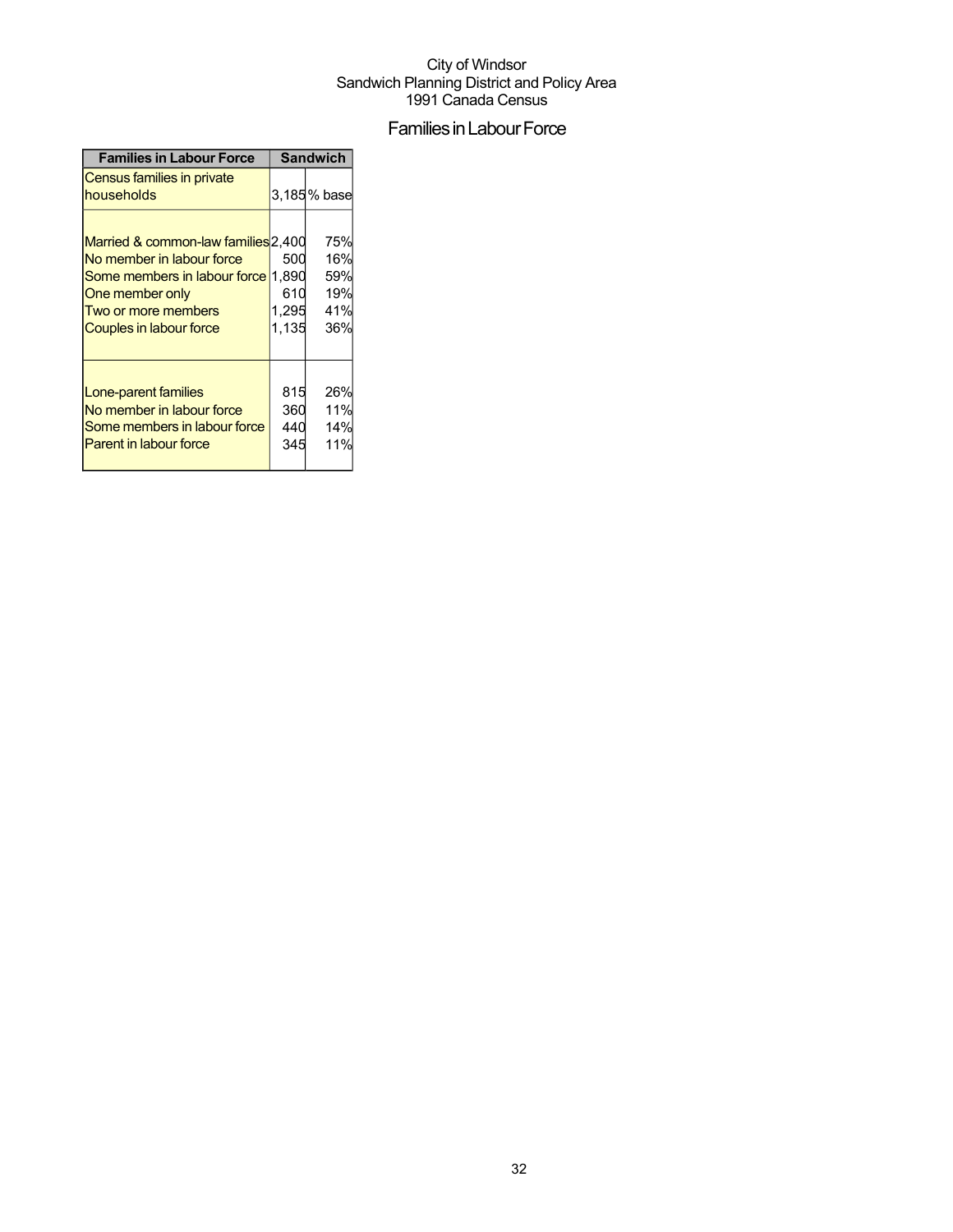City of Windsor
Sandwich Planning District and Policy Area
1991 Canada Census

# Families in Labour Force

| Families in Labour Force | Sandwich | |
|---|---|---|
| Census families in private households | 3,185 | % base |
| | | |
| Married & common-law families | 2,400 | 75% |
| No member in labour force | 500 | 16% |
| Some members in labour force | 1,890 | 59% |
| One member only | 610 | 19% |
| Two or more members | 1,295 | 41% |
| Couples in labour force | 1,135 | 36% |
| | | |
| Lone-parent families | 815 | 26% |
| No member in labour force | 360 | 11% |
| Some members in labour force | 440 | 14% |
| Parent in labour force | 345 | 11% |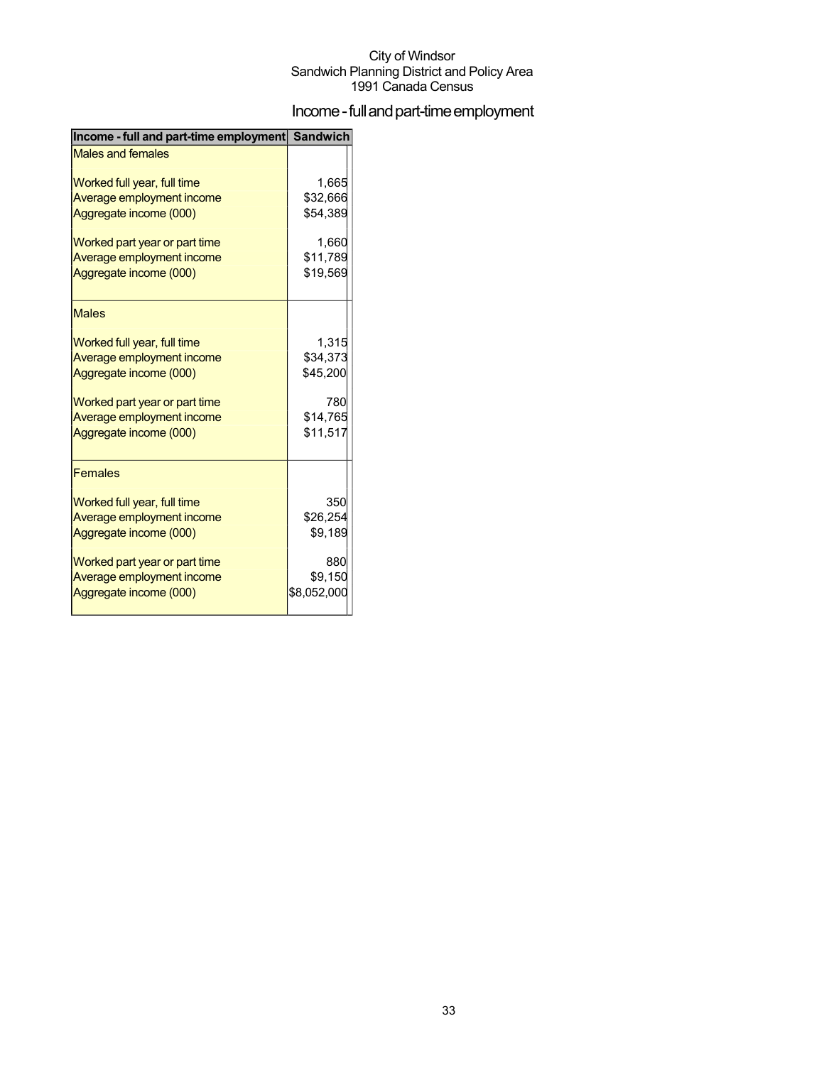City of Windsor
Sandwich Planning District and Policy Area
1991 Canada Census

# Income - full and part-time employment

| Income - full and part-time employment | Sandwich |
|---|---|
| Males and females | |
| Worked full year, full time | 1,665 |
| Average employment income | $32,666 |
| Aggregate income (000) | $54,389 |
| Worked part year or part time | 1,660 |
| Average employment income | $11,789 |
| Aggregate income (000) | $19,569 |
| Males | |
| Worked full year, full time | 1,315 |
| Average employment income | $34,373 |
| Aggregate income (000) | $45,200 |
| Worked part year or part time | 780 |
| Average employment income | $14,765 |
| Aggregate income (000) | $11,517 |
| Females | |
| Worked full year, full time | 350 |
| Average employment income | $26,254 |
| Aggregate income (000) | $9,189 |
| Worked part year or part time | 880 |
| Average employment income | $9,150 |
| Aggregate income (000) | $8,052,000 |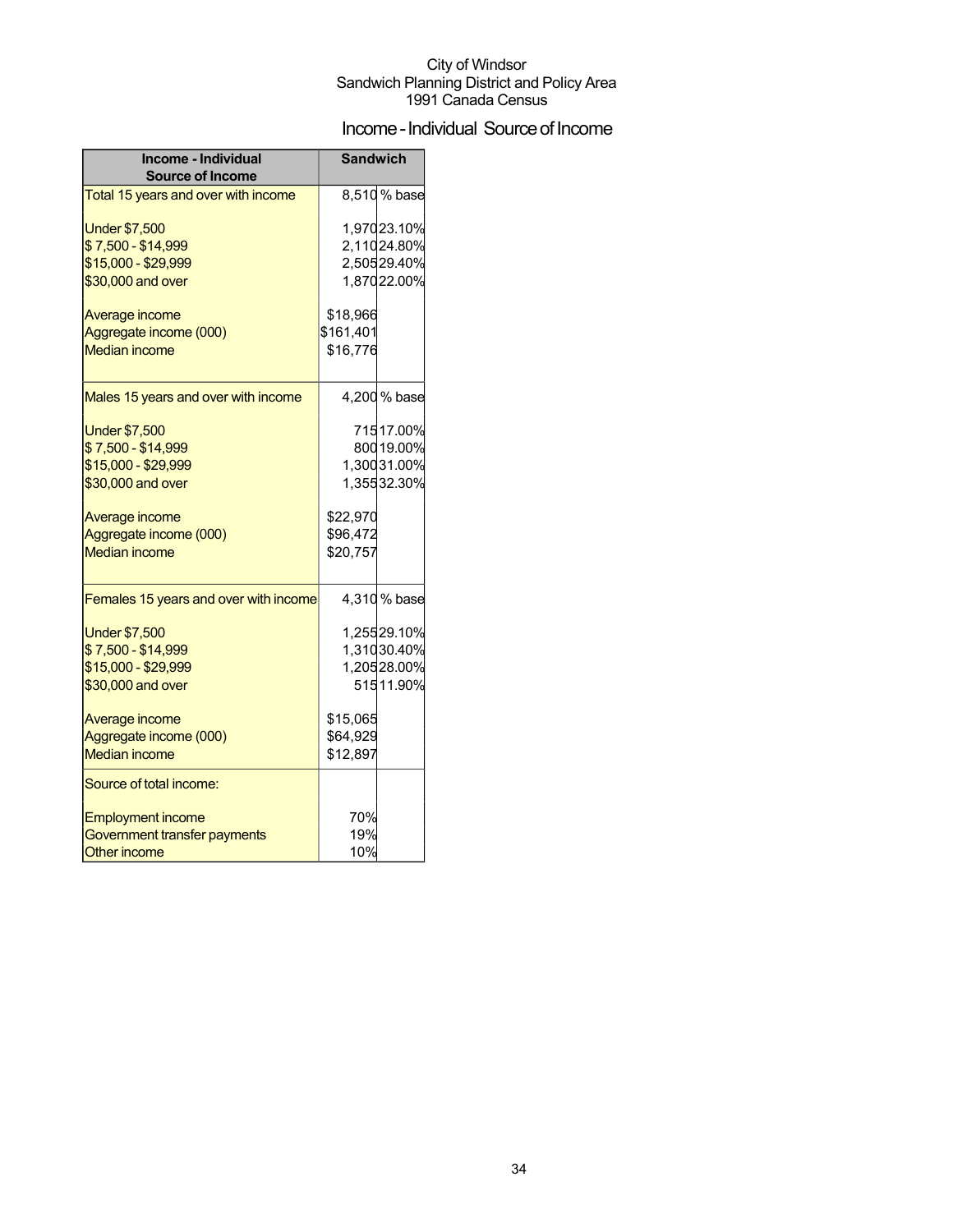City of Windsor
Sandwich Planning District and Policy Area
1991 Canada Census

# Income - Individual Source of Income

| Income - Individual Source of Income | Sandwich | |
| --- | --- | --- |
| Total 15 years and over with income | 8,510 | % base |
| Under $7,500 | 1,970 | 23.10% |
| $ 7,500 - $14,999 | 2,110 | 24.80% |
| $15,000 - $29,999 | 2,505 | 29.40% |
| $30,000 and over | 1,870 | 22.00% |
| Average income | $18,966 | |
| Aggregate income (000) | $161,401 | |
| Median income | $16,776 | |
| Males 15 years and over with income | 4,200 | % base |
| Under $7,500 | 715 | 17.00% |
| $ 7,500 - $14,999 | 800 | 19.00% |
| $15,000 - $29,999 | 1,300 | 31.00% |
| $30,000 and over | 1,355 | 32.30% |
| Average income | $22,970 | |
| Aggregate income (000) | $96,472 | |
| Median income | $20,757 | |
| Females 15 years and over with income | 4,310 | % base |
| Under $7,500 | 1,255 | 29.10% |
| $ 7,500 - $14,999 | 1,310 | 30.40% |
| $15,000 - $29,999 | 1,205 | 28.00% |
| $30,000 and over | 515 | 11.90% |
| Average income | $15,065 | |
| Aggregate income (000) | $64,929 | |
| Median income | $12,897 | |
| Source of total income: | | |
| Employment income | 70% | |
| Government transfer payments | 19% | |
| Other income | 10% | |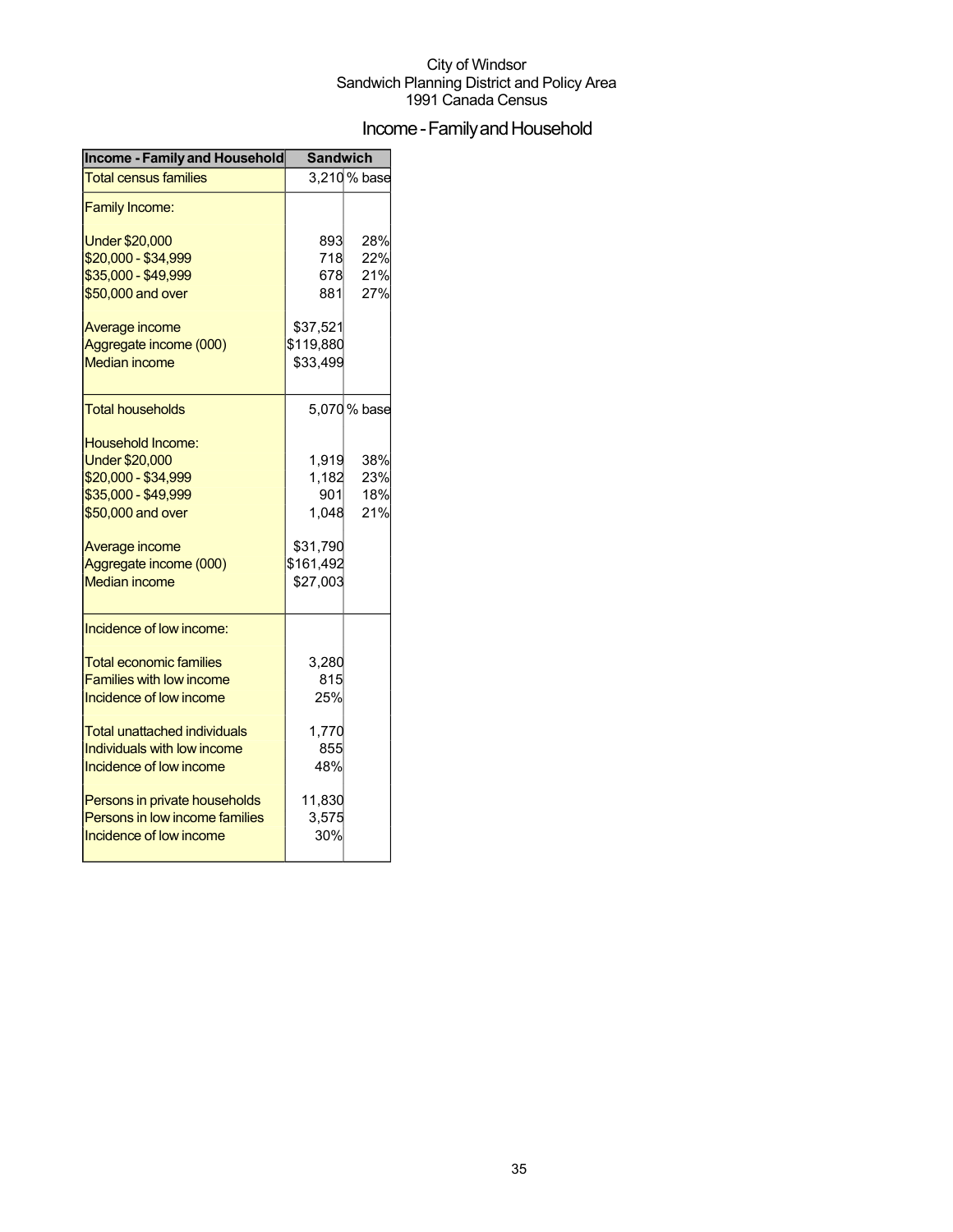City of Windsor
Sandwich Planning District and Policy Area
1991 Canada Census

# Income - Family and Household

| Income - Family and Household | Sandwich | |
|---|---|---|
| Total census families | 3,210 | % base |
| Family Income: | | |
| Under $20,000 | 893 | 28% |
| $20,000 - $34,999 | 718 | 22% |
| $35,000 - $49,999 | 678 | 21% |
| $50,000 and over | 881 | 27% |
| Average income | $37,521 | |
| Aggregate income (000) | $119,880 | |
| Median income | $33,499 | |
| Total households | 5,070 | % base |
| Household Income: | | |
| Under $20,000 | 1,919 | 38% |
| $20,000 - $34,999 | 1,182 | 23% |
| $35,000 - $49,999 | 901 | 18% |
| $50,000 and over | 1,048 | 21% |
| Average income | $31,790 | |
| Aggregate income (000) | $161,492 | |
| Median income | $27,003 | |
| Incidence of low income: | | |
| Total economic families | 3,280 | |
| Families with low income | 815 | |
| Incidence of low income | 25% | |
| Total unattached individuals | 1,770 | |
| Individuals with low income | 855 | |
| Incidence of low income | 48% | |
| Persons in private households | 11,830 | |
| Persons in low income families | 3,575 | |
| Incidence of low income | 30% | |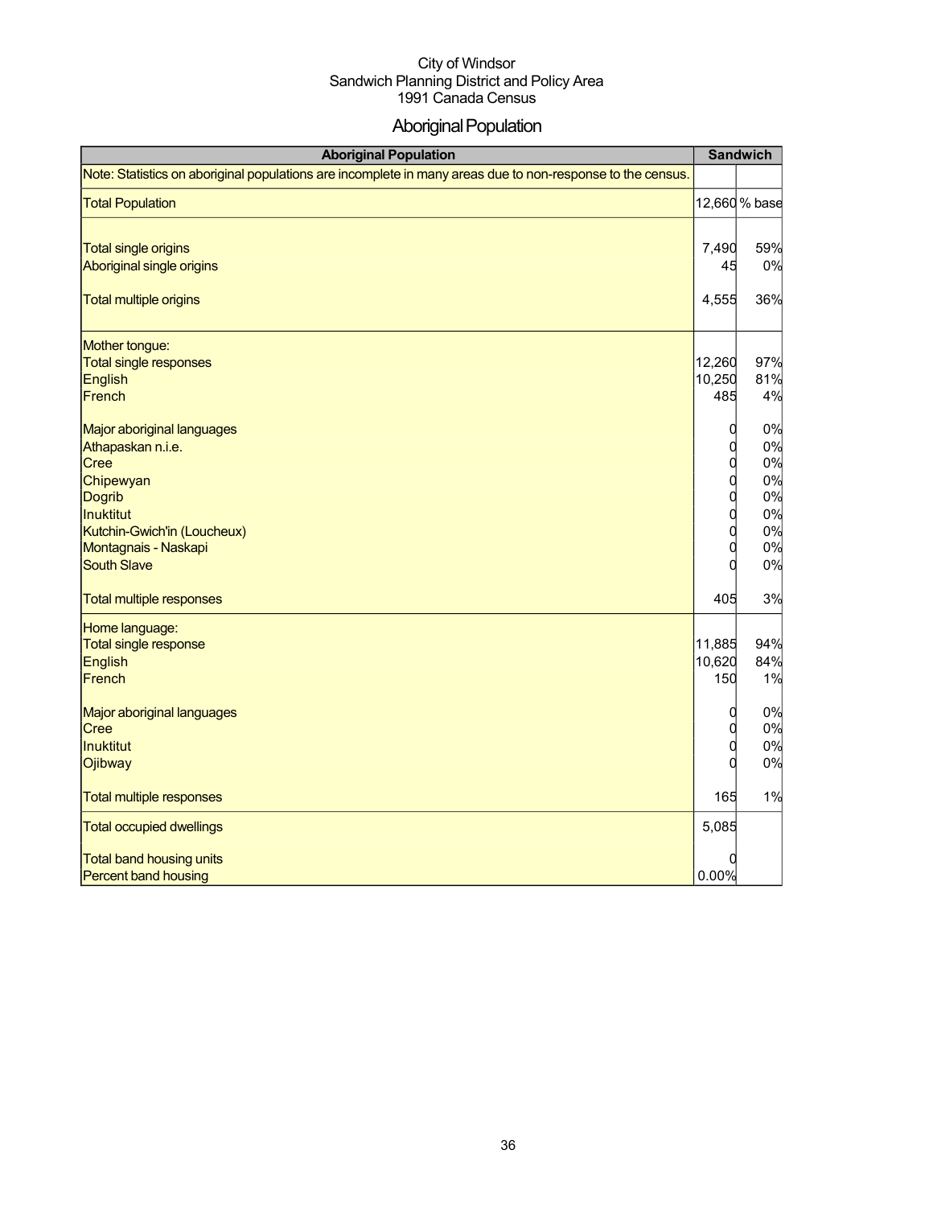City of Windsor
Sandwich Planning District and Policy Area
1991 Canada Census

# Aboriginal Population

| Aboriginal Population | Sandwich | |
|---|---|---|
| Note: Statistics on aboriginal populations are incomplete in many areas due to non-response to the census. | | |
| Total Population | 12,660 | % base |
| Total single origins | 7,490 | 59% |
| Aboriginal single origins | 45 | 0% |
| Total multiple origins | 4,555 | 36% |
| Mother tongue: | | |
| Total single responses | 12,260 | 97% |
| English | 10,250 | 81% |
| French | 485 | 4% |
| Major aboriginal languages | 0 | 0% |
| Athapaskan n.i.e. | 0 | 0% |
| Cree | 0 | 0% |
| Chipewyan | 0 | 0% |
| Dogrib | 0 | 0% |
| Inuktitut | 0 | 0% |
| Kutchin-Gwich'in (Loucheux) | 0 | 0% |
| Montagnais - Naskapi | 0 | 0% |
| South Slave | 0 | 0% |
| Total multiple responses | 405 | 3% |
| Home language: | | |
| Total single response | 11,885 | 94% |
| English | 10,620 | 84% |
| French | 150 | 1% |
| Major aboriginal languages | 0 | 0% |
| Cree | 0 | 0% |
| Inuktitut | 0 | 0% |
| Ojibway | 0 | 0% |
| Total multiple responses | 165 | 1% |
| Total occupied dwellings | 5,085 | |
| Total band housing units | 0 | |
| Percent band housing | 0.00% | |